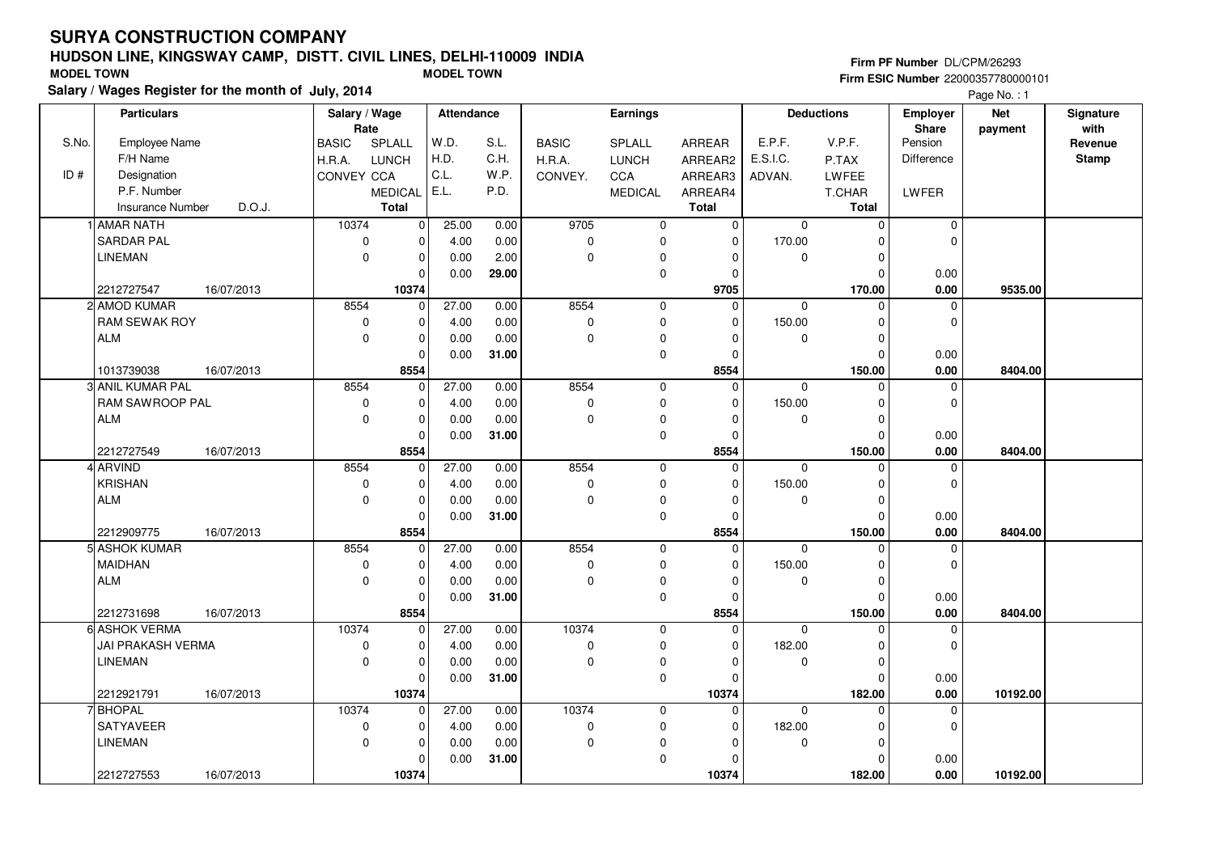# SURYA CONSTRUCTION COMPANY

## HUDSON LINE, KINGSWAY CAMP, DISTT. CIVIL LINES, DELHI-110009 INDIA

**MODEL TOWN** **MODEL TOWN**

**Salary / Wages Register for the month of July, 2014**

**Firm PF Number** DL/CPM/26293
**Firm ESIC Number** 22000357780000101

Page No. : 1

| S.No. / ID # | Particulars: Employee Name / F/H Name / Designation / P.F. Number / Insurance Number / D.O.J. | Salary / Wage Rate: BASIC / H.R.A. / CONVEY | SPLALL / LUNCH / CCA / MEDICAL / Total | Attendance: W.D. / H.D. / C.L. / E.L. | S.L. / C.H. / W.P. / P.D. | Earnings: BASIC / H.R.A. / CONVEY. | SPLALL / LUNCH / CCA / MEDICAL | ARREAR / ARREAR2 / ARREAR3 / ARREAR4 / Total | Deductions: E.P.F. / E.S.I.C. / ADVAN. | V.P.F. / P.TAX / LWFEE / T.CHAR / Total | Employer Share: Pension / Difference / LWFER | Net payment | Signature with Revenue Stamp |
|---|---|---|---|---|---|---|---|---|---|---|---|---|---|
| 1 | AMAR NATH / SARDAR PAL / LINEMAN / 2212727547 16/07/2013 | 10374 / 0 / 0 | 0 / 0 / 0 / 0 / 10374 | 25.00 / 4.00 / 0.00 / 0.00 | 0.00 / 0.00 / 2.00 / 29.00 | 9705 / 0 / 0 | 0 / 0 / 0 / 0 | 0 / 0 / 0 / 0 / 9705 | 0 / 170.00 / 0 | 0 / 0 / 0 / 0 / 170.00 | 0 / 0 / 0.00 / 0.00 | 9535.00 | |
| 2 | AMOD KUMAR / RAM SEWAK ROY / ALM / 1013739038 16/07/2013 | 8554 / 0 / 0 | 0 / 0 / 0 / 0 / 8554 | 27.00 / 4.00 / 0.00 / 0.00 | 0.00 / 0.00 / 0.00 / 31.00 | 8554 / 0 / 0 | 0 / 0 / 0 / 0 | 0 / 0 / 0 / 0 / 8554 | 0 / 150.00 / 0 | 0 / 0 / 0 / 0 / 150.00 | 0 / 0 / 0.00 / 0.00 | 8404.00 | |
| 3 | ANIL KUMAR PAL / RAM SAWROOP PAL / ALM / 2212727549 16/07/2013 | 8554 / 0 / 0 | 0 / 0 / 0 / 0 / 8554 | 27.00 / 4.00 / 0.00 / 0.00 | 0.00 / 0.00 / 0.00 / 31.00 | 8554 / 0 / 0 | 0 / 0 / 0 / 0 | 0 / 0 / 0 / 0 / 8554 | 0 / 150.00 / 0 | 0 / 0 / 0 / 0 / 150.00 | 0 / 0 / 0.00 / 0.00 | 8404.00 | |
| 4 | ARVIND / KRISHAN / ALM / 2212909775 16/07/2013 | 8554 / 0 / 0 | 0 / 0 / 0 / 0 / 8554 | 27.00 / 4.00 / 0.00 / 0.00 | 0.00 / 0.00 / 0.00 / 31.00 | 8554 / 0 / 0 | 0 / 0 / 0 / 0 | 0 / 0 / 0 / 0 / 8554 | 0 / 150.00 / 0 | 0 / 0 / 0 / 0 / 150.00 | 0 / 0 / 0.00 / 0.00 | 8404.00 | |
| 5 | ASHOK KUMAR / MAIDHAN / ALM / 2212731698 16/07/2013 | 8554 / 0 / 0 | 0 / 0 / 0 / 0 / 8554 | 27.00 / 4.00 / 0.00 / 0.00 | 0.00 / 0.00 / 0.00 / 31.00 | 8554 / 0 / 0 | 0 / 0 / 0 / 0 | 0 / 0 / 0 / 0 / 8554 | 0 / 150.00 / 0 | 0 / 0 / 0 / 0 / 150.00 | 0 / 0 / 0.00 / 0.00 | 8404.00 | |
| 6 | ASHOK VERMA / JAI PRAKASH VERMA / LINEMAN / 2212921791 16/07/2013 | 10374 / 0 / 0 | 0 / 0 / 0 / 0 / 10374 | 27.00 / 4.00 / 0.00 / 0.00 | 0.00 / 0.00 / 0.00 / 31.00 | 10374 / 0 / 0 | 0 / 0 / 0 / 0 | 0 / 0 / 0 / 0 / 10374 | 0 / 182.00 / 0 | 0 / 0 / 0 / 0 / 182.00 | 0 / 0 / 0.00 / 0.00 | 10192.00 | |
| 7 | BHOPAL / SATYAVEER / LINEMAN / 2212727553 16/07/2013 | 10374 / 0 / 0 | 0 / 0 / 0 / 0 / 10374 | 27.00 / 4.00 / 0.00 / 0.00 | 0.00 / 0.00 / 0.00 / 31.00 | 10374 / 0 / 0 | 0 / 0 / 0 / 0 | 0 / 0 / 0 / 0 / 10374 | 0 / 182.00 / 0 | 0 / 0 / 0 / 0 / 182.00 | 0 / 0 / 0.00 / 0.00 | 10192.00 | |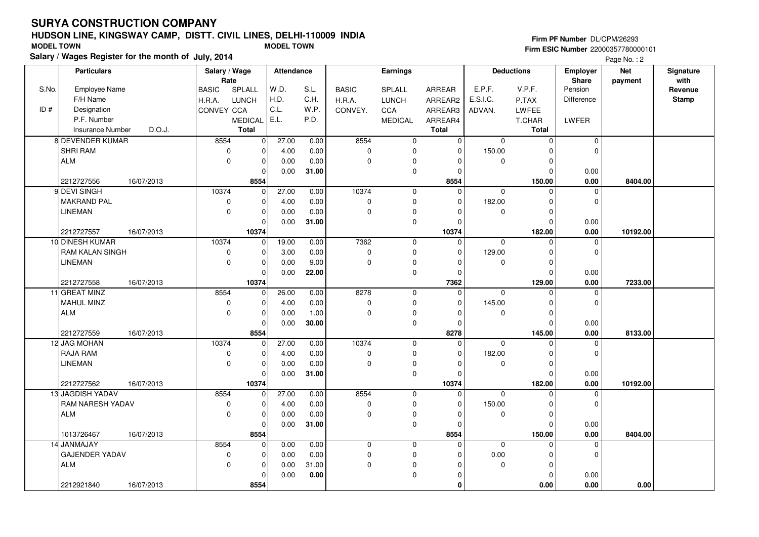# SURYA CONSTRUCTION COMPANY

## HUDSON LINE, KINGSWAY CAMP, DISTT. CIVIL LINES, DELHI-110009 INDIA

MODEL TOWN  MODEL TOWN

**Salary / Wages Register for the month of July, 2014**

Firm PF Number DL/CPM/26293
Firm ESIC Number 22000357780000101

| S.No. / ID # | Particulars: Employee Name / F/H Name / Designation / P.F. Number / Insurance Number | D.O.J. | Salary / Wage Rate: BASIC / H.R.A. / CONVEY | SPLALL / LUNCH / CCA / MEDICAL / Total | Attendance: W.D. / H.D. / C.L. / E.L. | S.L. / C.H. / W.P. / P.D. | Earnings: BASIC / H.R.A. / CONVEY. | SPLALL / LUNCH / CCA / MEDICAL | ARREAR / ARREAR2 / ARREAR3 / ARREAR4 / Total | Deductions: E.P.F. / E.S.I.C. / ADVAN. | V.P.F. / P.TAX / LWFEE / T.CHAR / Total | Employer Share: Pension / Difference / LWFER | Net payment | Signature with Revenue Stamp |
|---|---|---|---|---|---|---|---|---|---|---|---|---|---|---|
| 8 | DEVENDER KUMAR | | 8554 | 0 | 27.00 | 0.00 | 8554 | 0 | 0 | 0 | 0 | 0 | | |
| | SHRI RAM | | 0 | 0 | 4.00 | 0.00 | 0 | 0 | 0 | 150.00 | 0 | 0 | | |
| | ALM | | 0 | 0 | 0.00 | 0.00 | 0 | 0 | 0 | 0 | 0 | | | |
| | | | | 0 | 0.00 | **31.00** | | 0 | 0 | | 0 | 0.00 | | |
| | 2212727556 | 16/07/2013 | | **8554** | | | | | **8554** | | **150.00** | **0.00** | **8404.00** | |
| 9 | DEVI SINGH | | 10374 | 0 | 27.00 | 0.00 | 10374 | 0 | 0 | 0 | 0 | 0 | | |
| | MAKRAND PAL | | 0 | 0 | 4.00 | 0.00 | 0 | 0 | 0 | 182.00 | 0 | 0 | | |
| | LINEMAN | | 0 | 0 | 0.00 | 0.00 | 0 | 0 | 0 | 0 | 0 | | | |
| | | | | 0 | 0.00 | **31.00** | | 0 | 0 | | 0 | 0.00 | | |
| | 2212727557 | 16/07/2013 | | **10374** | | | | | **10374** | | **182.00** | **0.00** | **10192.00** | |
| 10 | DINESH KUMAR | | 10374 | 0 | 19.00 | 0.00 | 7362 | 0 | 0 | 0 | 0 | 0 | | |
| | RAM KALAN SINGH | | 0 | 0 | 3.00 | 0.00 | 0 | 0 | 0 | 129.00 | 0 | 0 | | |
| | LINEMAN | | 0 | 0 | 0.00 | 9.00 | 0 | 0 | 0 | 0 | 0 | | | |
| | | | | 0 | 0.00 | **22.00** | | 0 | 0 | | 0 | 0.00 | | |
| | 2212727558 | 16/07/2013 | | **10374** | | | | | **7362** | | **129.00** | **0.00** | **7233.00** | |
| 11 | GREAT MINZ | | 8554 | 0 | 26.00 | 0.00 | 8278 | 0 | 0 | 0 | 0 | 0 | | |
| | MAHUL MINZ | | 0 | 0 | 4.00 | 0.00 | 0 | 0 | 0 | 145.00 | 0 | 0 | | |
| | ALM | | 0 | 0 | 0.00 | 1.00 | 0 | 0 | 0 | 0 | 0 | | | |
| | | | | 0 | 0.00 | **30.00** | | 0 | 0 | | 0 | 0.00 | | |
| | 2212727559 | 16/07/2013 | | **8554** | | | | | **8278** | | **145.00** | **0.00** | **8133.00** | |
| 12 | JAG MOHAN | | 10374 | 0 | 27.00 | 0.00 | 10374 | 0 | 0 | 0 | 0 | 0 | | |
| | RAJA RAM | | 0 | 0 | 4.00 | 0.00 | 0 | 0 | 0 | 182.00 | 0 | 0 | | |
| | LINEMAN | | 0 | 0 | 0.00 | 0.00 | 0 | 0 | 0 | 0 | 0 | | | |
| | | | | 0 | 0.00 | **31.00** | | 0 | 0 | | 0 | 0.00 | | |
| | 2212727562 | 16/07/2013 | | **10374** | | | | | **10374** | | **182.00** | **0.00** | **10192.00** | |
| 13 | JAGDISH YADAV | | 8554 | 0 | 27.00 | 0.00 | 8554 | 0 | 0 | 0 | 0 | 0 | | |
| | RAM NARESH YADAV | | 0 | 0 | 4.00 | 0.00 | 0 | 0 | 0 | 150.00 | 0 | 0 | | |
| | ALM | | 0 | 0 | 0.00 | 0.00 | 0 | 0 | 0 | 0 | 0 | | | |
| | | | | 0 | 0.00 | **31.00** | | 0 | 0 | | 0 | 0.00 | | |
| | 1013726467 | 16/07/2013 | | **8554** | | | | | **8554** | | **150.00** | **0.00** | **8404.00** | |
| 14 | JANMAJAY | | 8554 | 0 | 0.00 | 0.00 | 0 | 0 | 0 | 0 | 0 | 0 | | |
| | GAJENDER YADAV | | 0 | 0 | 0.00 | 0.00 | 0 | 0 | 0 | 0.00 | 0 | 0 | | |
| | ALM | | 0 | 0 | 0.00 | 31.00 | 0 | 0 | 0 | 0 | 0 | | | |
| | | | | 0 | 0.00 | **0.00** | | 0 | 0 | | 0 | 0.00 | | |
| | 2212921840 | 16/07/2013 | | **8554** | | | | | **0** | | **0.00** | **0.00** | **0.00** | |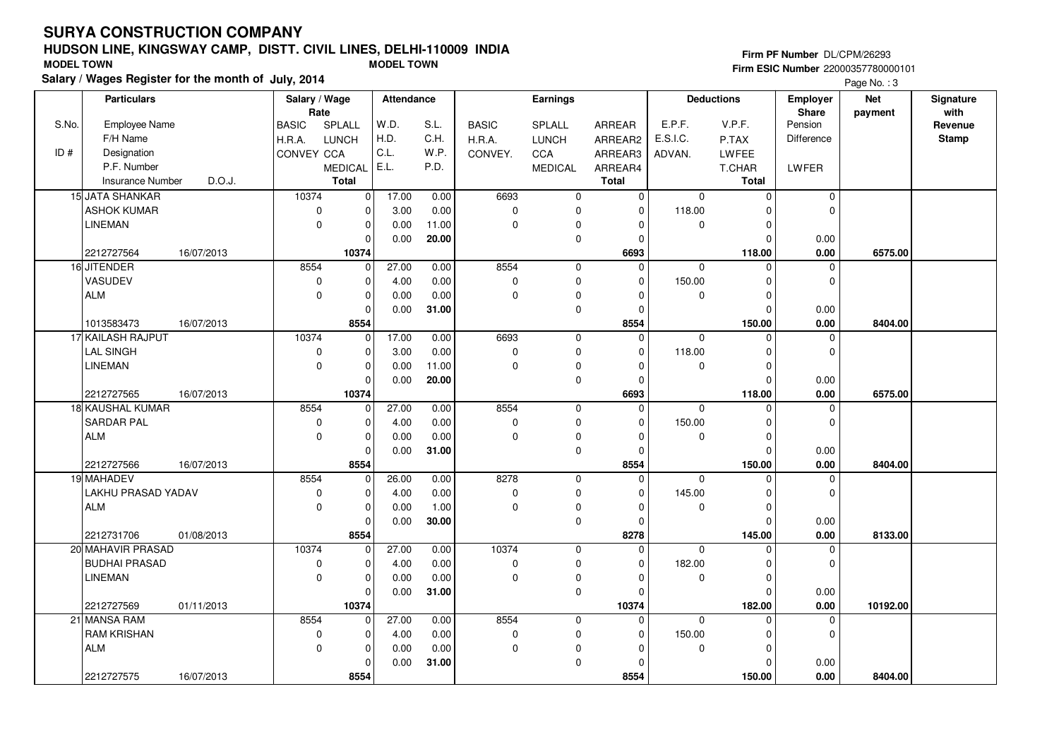# SURYA CONSTRUCTION COMPANY

## HUDSON LINE, KINGSWAY CAMP, DISTT. CIVIL LINES, DELHI-110009 INDIA

**MODEL TOWN** **MODEL TOWN**

**Salary / Wages Register for the month of July, 2014**

**Firm PF Number** DL/CPM/26293
**Firm ESIC Number** 22000357780000101

| S.No. / ID # | Employee Name / F/H Name / Designation / P.F. Number / Insurance Number | D.O.J. | BASIC / H.R.A. / CONVEY | SPLALL / LUNCH / CCA / MEDICAL / Total | W.D. / H.D. / C.L. / E.L. | S.L. / C.H. / W.P. / P.D. | BASIC / H.R.A. / CONVEY. | SPLALL / LUNCH / CCA / MEDICAL | ARREAR / ARREAR2 / ARREAR3 / ARREAR4 / Total | E.P.F. / E.S.I.C. / ADVAN. | V.P.F. / P.TAX / LWFEE / T.CHAR / Total | Employer Share: Pension / Difference / LWFER | Net payment | Signature with Revenue Stamp |
|---|---|---|---|---|---|---|---|---|---|---|---|---|---|---|
| 15 | JATA SHANKAR | | 10374 | 0 | 17.00 | 0.00 | 6693 | 0 | 0 | 0 | 0 | 0 | | |
| | ASHOK KUMAR | | 0 | 0 | 3.00 | 0.00 | 0 | 0 | 0 | 118.00 | 0 | 0 | | |
| | LINEMAN | | 0 | 0 | 0.00 | 11.00 | 0 | 0 | 0 | 0 | 0 | | | |
| | | | | 0 | 0.00 | **20.00** | | 0 | 0 | | 0 | 0.00 | | |
| | 2212727564 | 16/07/2013 | | **10374** | | | | | **6693** | | **118.00** | **0.00** | **6575.00** | |
| 16 | JITENDER | | 8554 | 0 | 27.00 | 0.00 | 8554 | 0 | 0 | 0 | 0 | 0 | | |
| | VASUDEV | | 0 | 0 | 4.00 | 0.00 | 0 | 0 | 0 | 150.00 | 0 | 0 | | |
| | ALM | | 0 | 0 | 0.00 | 0.00 | 0 | 0 | 0 | 0 | 0 | | | |
| | | | | 0 | 0.00 | **31.00** | | 0 | 0 | | 0 | 0.00 | | |
| | 1013583473 | 16/07/2013 | | **8554** | | | | | **8554** | | **150.00** | **0.00** | **8404.00** | |
| 17 | KAILASH RAJPUT | | 10374 | 0 | 17.00 | 0.00 | 6693 | 0 | 0 | 0 | 0 | 0 | | |
| | LAL SINGH | | 0 | 0 | 3.00 | 0.00 | 0 | 0 | 0 | 118.00 | 0 | 0 | | |
| | LINEMAN | | 0 | 0 | 0.00 | 11.00 | 0 | 0 | 0 | 0 | 0 | | | |
| | | | | 0 | 0.00 | **20.00** | | 0 | 0 | | 0 | 0.00 | | |
| | 2212727565 | 16/07/2013 | | **10374** | | | | | **6693** | | **118.00** | **0.00** | **6575.00** | |
| 18 | KAUSHAL KUMAR | | 8554 | 0 | 27.00 | 0.00 | 8554 | 0 | 0 | 0 | 0 | 0 | | |
| | SARDAR PAL | | 0 | 0 | 4.00 | 0.00 | 0 | 0 | 0 | 150.00 | 0 | 0 | | |
| | ALM | | 0 | 0 | 0.00 | 0.00 | 0 | 0 | 0 | 0 | 0 | | | |
| | | | | 0 | 0.00 | **31.00** | | 0 | 0 | | 0 | 0.00 | | |
| | 2212727566 | 16/07/2013 | | **8554** | | | | | **8554** | | **150.00** | **0.00** | **8404.00** | |
| 19 | MAHADEV | | 8554 | 0 | 26.00 | 0.00 | 8278 | 0 | 0 | 0 | 0 | 0 | | |
| | LAKHU PRASAD YADAV | | 0 | 0 | 4.00 | 0.00 | 0 | 0 | 0 | 145.00 | 0 | 0 | | |
| | ALM | | 0 | 0 | 0.00 | 1.00 | 0 | 0 | 0 | 0 | 0 | | | |
| | | | | 0 | 0.00 | **30.00** | | 0 | 0 | | 0 | 0.00 | | |
| | 2212731706 | 01/08/2013 | | **8554** | | | | | **8278** | | **145.00** | **0.00** | **8133.00** | |
| 20 | MAHAVIR PRASAD | | 10374 | 0 | 27.00 | 0.00 | 10374 | 0 | 0 | 0 | 0 | 0 | | |
| | BUDHAI PRASAD | | 0 | 0 | 4.00 | 0.00 | 0 | 0 | 0 | 182.00 | 0 | 0 | | |
| | LINEMAN | | 0 | 0 | 0.00 | 0.00 | 0 | 0 | 0 | 0 | 0 | | | |
| | | | | 0 | 0.00 | **31.00** | | 0 | 0 | | 0 | 0.00 | | |
| | 2212727569 | 01/11/2013 | | **10374** | | | | | **10374** | | **182.00** | **0.00** | **10192.00** | |
| 21 | MANSA RAM | | 8554 | 0 | 27.00 | 0.00 | 8554 | 0 | 0 | 0 | 0 | 0 | | |
| | RAM KRISHAN | | 0 | 0 | 4.00 | 0.00 | 0 | 0 | 0 | 150.00 | 0 | 0 | | |
| | ALM | | 0 | 0 | 0.00 | 0.00 | 0 | 0 | 0 | 0 | 0 | | | |
| | | | | 0 | 0.00 | **31.00** | | 0 | 0 | | 0 | 0.00 | | |
| | 2212727575 | 16/07/2013 | | **8554** | | | | | **8554** | | **150.00** | **0.00** | **8404.00** | |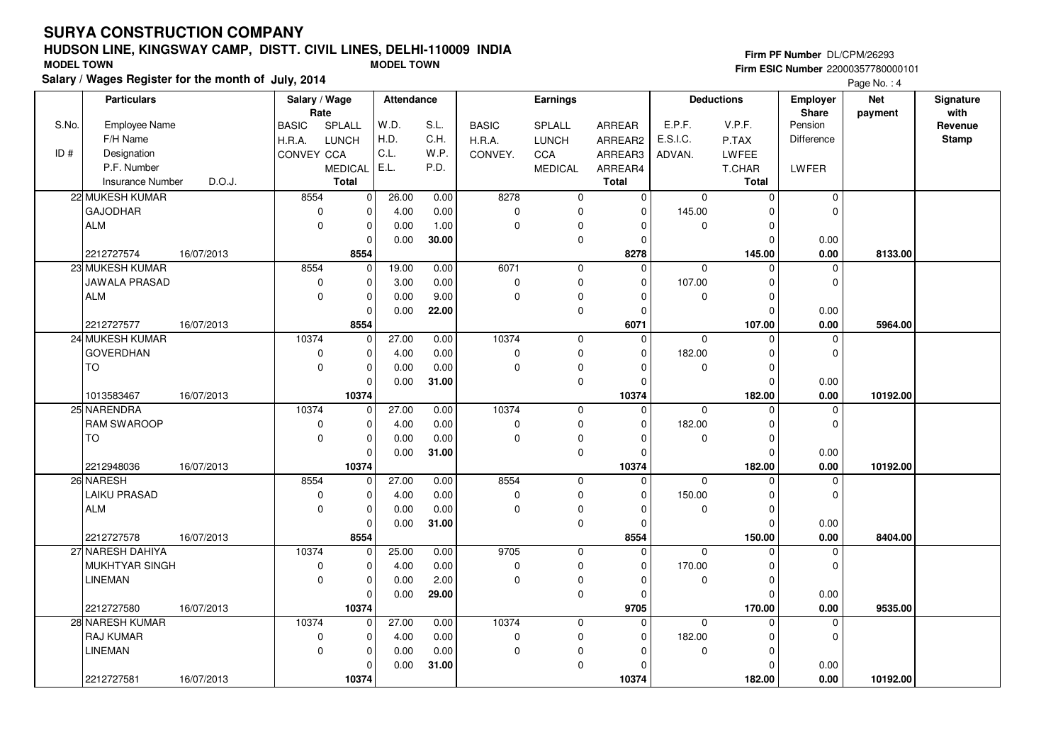# SURYA CONSTRUCTION COMPANY

## HUDSON LINE, KINGSWAY CAMP, DISTT. CIVIL LINES, DELHI-110009 INDIA

MODEL TOWN　　MODEL TOWN

**Salary / Wages Register for the month of July, 2014**

Firm PF Number DL/CPM/26293
Firm ESIC Number 22000357780000101

| S.No. / ID # | Employee Name / F/H Name / Designation / P.F. Number / Insurance Number / D.O.J. | BASIC / H.R.A. / CONVEY | SPLALL / LUNCH / CCA / MEDICAL / Total | W.D. / H.D. / C.L. / E.L. | S.L. / C.H. / W.P. / P.D. | BASIC / H.R.A. / CONVEY. | SPLALL / LUNCH / CCA / MEDICAL | ARREAR / ARREAR2 / ARREAR3 / ARREAR4 / Total | E.P.F. / E.S.I.C. / ADVAN. | V.P.F. / P.TAX / LWFEE / T.CHAR / Total | Employer Share: Pension / Difference / LWFER | Net payment | Signature with Revenue Stamp |
|---|---|---|---|---|---|---|---|---|---|---|---|---|---|
| 22 | MUKESH KUMAR | 8554 | 0 | 26.00 | 0.00 | 8278 | 0 | 0 | 0 | 0 | 0 | | |
| | GAJODHAR | 0 | 0 | 4.00 | 0.00 | 0 | 0 | 0 | 145.00 | 0 | 0 | | |
| | ALM | 0 | 0 | 0.00 | 1.00 | 0 | 0 | 0 | 0 | 0 | | | |
| | | | 0 | 0.00 | **30.00** | | 0 | 0 | | 0 | 0.00 | | |
| | 2212727574 16/07/2013 | | **8554** | | | | | **8278** | | **145.00** | **0.00** | **8133.00** | |
| 23 | MUKESH KUMAR | 8554 | 0 | 19.00 | 0.00 | 6071 | 0 | 0 | 0 | 0 | 0 | | |
| | JAWALA PRASAD | 0 | 0 | 3.00 | 0.00 | 0 | 0 | 0 | 107.00 | 0 | 0 | | |
| | ALM | 0 | 0 | 0.00 | 9.00 | 0 | 0 | 0 | 0 | 0 | | | |
| | | | 0 | 0.00 | **22.00** | | 0 | 0 | | 0 | 0.00 | | |
| | 2212727577 16/07/2013 | | **8554** | | | | | **6071** | | **107.00** | **0.00** | **5964.00** | |
| 24 | MUKESH KUMAR | 10374 | 0 | 27.00 | 0.00 | 10374 | 0 | 0 | 0 | 0 | 0 | | |
| | GOVERDHAN | 0 | 0 | 4.00 | 0.00 | 0 | 0 | 0 | 182.00 | 0 | 0 | | |
| | TO | 0 | 0 | 0.00 | 0.00 | 0 | 0 | 0 | 0 | 0 | | | |
| | | | 0 | 0.00 | **31.00** | | 0 | 0 | | 0 | 0.00 | | |
| | 1013583467 16/07/2013 | | **10374** | | | | | **10374** | | **182.00** | **0.00** | **10192.00** | |
| 25 | NARENDRA | 10374 | 0 | 27.00 | 0.00 | 10374 | 0 | 0 | 0 | 0 | 0 | | |
| | RAM SWAROOP | 0 | 0 | 4.00 | 0.00 | 0 | 0 | 0 | 182.00 | 0 | 0 | | |
| | TO | 0 | 0 | 0.00 | 0.00 | 0 | 0 | 0 | 0 | 0 | | | |
| | | | 0 | 0.00 | **31.00** | | 0 | 0 | | 0 | 0.00 | | |
| | 2212948036 16/07/2013 | | **10374** | | | | | **10374** | | **182.00** | **0.00** | **10192.00** | |
| 26 | NARESH | 8554 | 0 | 27.00 | 0.00 | 8554 | 0 | 0 | 0 | 0 | 0 | | |
| | LAIKU PRASAD | 0 | 0 | 4.00 | 0.00 | 0 | 0 | 0 | 150.00 | 0 | 0 | | |
| | ALM | 0 | 0 | 0.00 | 0.00 | 0 | 0 | 0 | 0 | 0 | | | |
| | | | 0 | 0.00 | **31.00** | | 0 | 0 | | 0 | 0.00 | | |
| | 2212727578 16/07/2013 | | **8554** | | | | | **8554** | | **150.00** | **0.00** | **8404.00** | |
| 27 | NARESH DAHIYA | 10374 | 0 | 25.00 | 0.00 | 9705 | 0 | 0 | 0 | 0 | 0 | | |
| | MUKHTYAR SINGH | 0 | 0 | 4.00 | 0.00 | 0 | 0 | 0 | 170.00 | 0 | 0 | | |
| | LINEMAN | 0 | 0 | 0.00 | 2.00 | 0 | 0 | 0 | 0 | 0 | | | |
| | | | 0 | 0.00 | **29.00** | | 0 | 0 | | 0 | 0.00 | | |
| | 2212727580 16/07/2013 | | **10374** | | | | | **9705** | | **170.00** | **0.00** | **9535.00** | |
| 28 | NARESH KUMAR | 10374 | 0 | 27.00 | 0.00 | 10374 | 0 | 0 | 0 | 0 | 0 | | |
| | RAJ KUMAR | 0 | 0 | 4.00 | 0.00 | 0 | 0 | 0 | 182.00 | 0 | 0 | | |
| | LINEMAN | 0 | 0 | 0.00 | 0.00 | 0 | 0 | 0 | 0 | 0 | | | |
| | | | 0 | 0.00 | **31.00** | | 0 | 0 | | 0 | 0.00 | | |
| | 2212727581 16/07/2013 | | **10374** | | | | | **10374** | | **182.00** | **0.00** | **10192.00** | |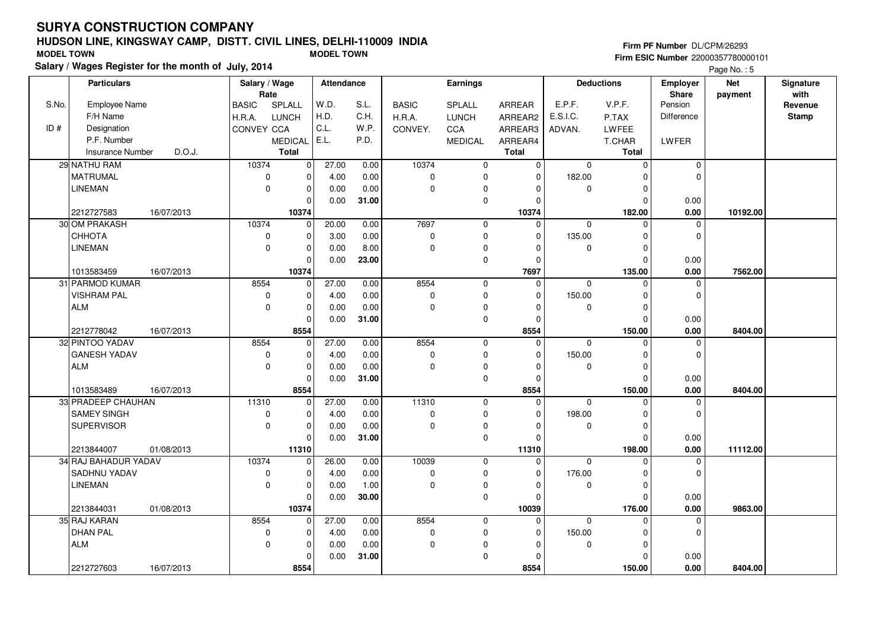# SURYA CONSTRUCTION COMPANY

## HUDSON LINE, KINGSWAY CAMP, DISTT. CIVIL LINES, DELHI-110009 INDIA

**MODEL TOWN** **MODEL TOWN**

**Salary / Wages Register for the month of July, 2014**

**Firm PF Number** DL/CPM/26293
**Firm ESIC Number** 22000357780000101

| S.No. / ID # | Particulars: Employee Name / F/H Name / Designation / P.F. Number / Insurance Number / D.O.J. | Salary / Wage Rate: BASIC / H.R.A. / CONVEY | SPLALL / LUNCH / CCA / MEDICAL / Total | Attendance: W.D. / H.D. / C.L. / E.L. | S.L. / C.H. / W.P. / P.D. | Earnings: BASIC / H.R.A. / CONVEY. | SPLALL / LUNCH / CCA / MEDICAL | ARREAR / ARREAR2 / ARREAR3 / ARREAR4 / Total | Deductions: E.P.F. / E.S.I.C. / ADVAN. | V.P.F. / P.TAX / LWFEE / T.CHAR / Total | Employer Share: Pension / Difference / LWFER | Net payment | Signature with Revenue Stamp |
|---|---|---|---|---|---|---|---|---|---|---|---|---|---|
| 29 | NATHU RAM / MATRUMAL / LINEMAN / 2212727583 / 16/07/2013 | 10374 / 0 / 0 | 0 / 0 / 0 / 0 / 10374 | 27.00 / 4.00 / 0.00 / 0.00 | 0.00 / 0.00 / 0.00 / 31.00 | 10374 / 0 / 0 | 0 / 0 / 0 / 0 | 0 / 0 / 0 / 0 / 10374 | 0 / 182.00 / 0 | 0 / 0 / 0 / 0 / 182.00 | 0 / 0 / 0.00 / 0.00 | 10192.00 | |
| 30 | OM PRAKASH / CHHOTA / LINEMAN / 1013583459 / 16/07/2013 | 10374 / 0 / 0 | 0 / 0 / 0 / 0 / 10374 | 20.00 / 3.00 / 0.00 / 0.00 | 0.00 / 0.00 / 8.00 / 23.00 | 7697 / 0 / 0 | 0 / 0 / 0 / 0 | 0 / 0 / 0 / 0 / 7697 | 0 / 135.00 / 0 | 0 / 0 / 0 / 0 / 135.00 | 0 / 0 / 0.00 / 0.00 | 7562.00 | |
| 31 | PARMOD KUMAR / VISHRAM PAL / ALM / 2212778042 / 16/07/2013 | 8554 / 0 / 0 | 0 / 0 / 0 / 0 / 8554 | 27.00 / 4.00 / 0.00 / 0.00 | 0.00 / 0.00 / 0.00 / 31.00 | 8554 / 0 / 0 | 0 / 0 / 0 / 0 | 0 / 0 / 0 / 0 / 8554 | 0 / 150.00 / 0 | 0 / 0 / 0 / 0 / 150.00 | 0 / 0 / 0.00 / 0.00 | 8404.00 | |
| 32 | PINTOO YADAV / GANESH YADAV / ALM / 1013583489 / 16/07/2013 | 8554 / 0 / 0 | 0 / 0 / 0 / 0 / 8554 | 27.00 / 4.00 / 0.00 / 0.00 | 0.00 / 0.00 / 0.00 / 31.00 | 8554 / 0 / 0 | 0 / 0 / 0 / 0 | 0 / 0 / 0 / 0 / 8554 | 0 / 150.00 / 0 | 0 / 0 / 0 / 0 / 150.00 | 0 / 0 / 0.00 / 0.00 | 8404.00 | |
| 33 | PRADEEP CHAUHAN / SAMEY SINGH / SUPERVISOR / 2213844007 / 01/08/2013 | 11310 / 0 / 0 | 0 / 0 / 0 / 0 / 11310 | 27.00 / 4.00 / 0.00 / 0.00 | 0.00 / 0.00 / 0.00 / 31.00 | 11310 / 0 / 0 | 0 / 0 / 0 / 0 | 0 / 0 / 0 / 0 / 11310 | 0 / 198.00 / 0 | 0 / 0 / 0 / 0 / 198.00 | 0 / 0 / 0.00 / 0.00 | 11112.00 | |
| 34 | RAJ BAHADUR YADAV / SADHNU YADAV / LINEMAN / 2213844031 / 01/08/2013 | 10374 / 0 / 0 | 0 / 0 / 0 / 0 / 10374 | 26.00 / 4.00 / 0.00 / 0.00 | 0.00 / 0.00 / 1.00 / 30.00 | 10039 / 0 / 0 | 0 / 0 / 0 / 0 | 0 / 0 / 0 / 0 / 10039 | 0 / 176.00 / 0 | 0 / 0 / 0 / 0 / 176.00 | 0 / 0 / 0.00 / 0.00 | 9863.00 | |
| 35 | RAJ KARAN / DHAN PAL / ALM / 2212727603 / 16/07/2013 | 8554 / 0 / 0 | 0 / 0 / 0 / 0 / 8554 | 27.00 / 4.00 / 0.00 / 0.00 | 0.00 / 0.00 / 0.00 / 31.00 | 8554 / 0 / 0 | 0 / 0 / 0 / 0 | 0 / 0 / 0 / 0 / 8554 | 0 / 150.00 / 0 | 0 / 0 / 0 / 0 / 150.00 | 0 / 0 / 0.00 / 0.00 | 8404.00 | |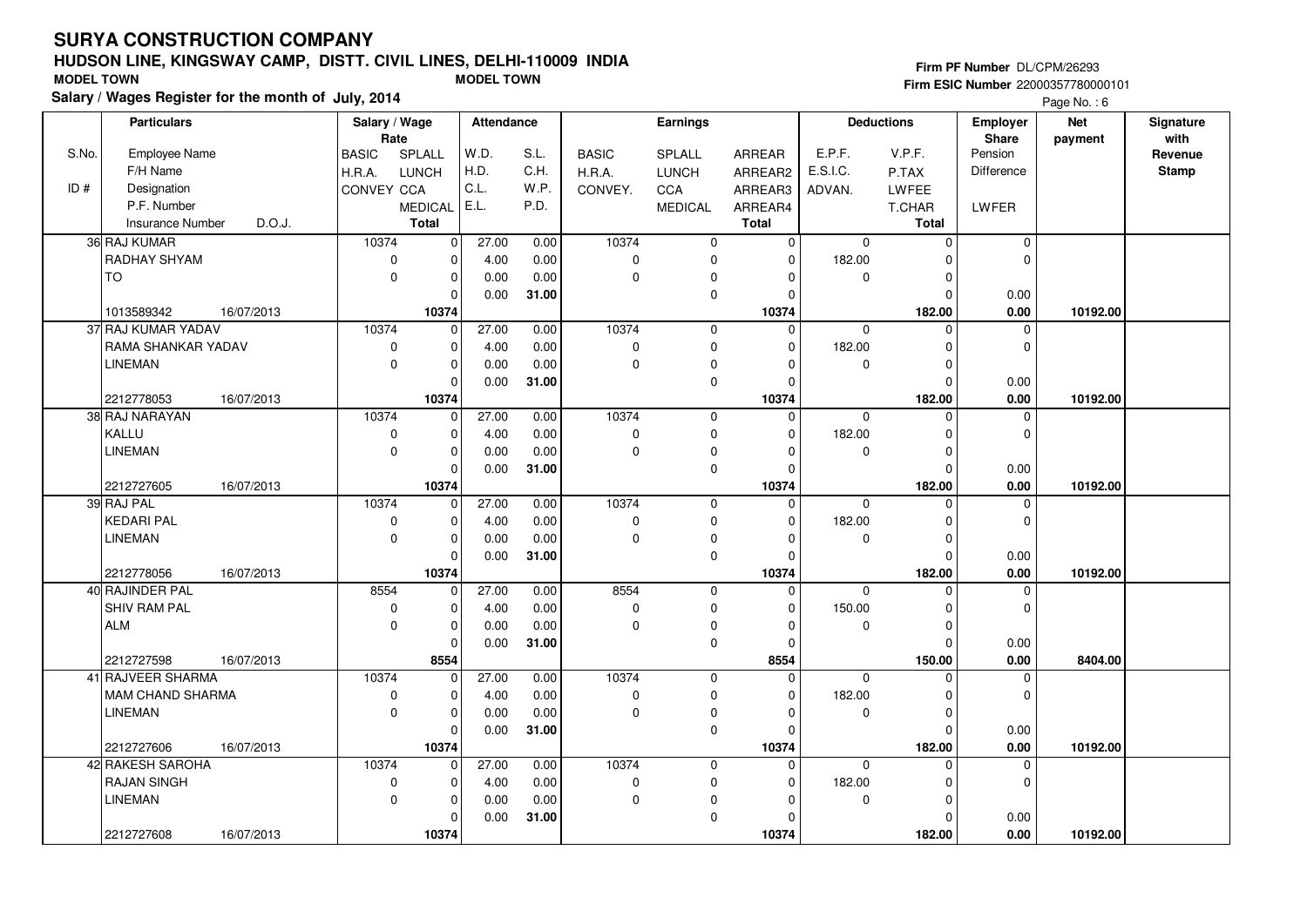# SURYA CONSTRUCTION COMPANY

## HUDSON LINE, KINGSWAY CAMP, DISTT. CIVIL LINES, DELHI-110009 INDIA

**MODEL TOWN** **MODEL TOWN**

**Salary / Wages Register for the month of July, 2014**

**Firm PF Number** DL/CPM/26293
**Firm ESIC Number** 22000357780000101

| S.No. / ID # | Particulars: Employee Name / F/H Name / Designation / P.F. Number / Insurance Number / D.O.J. | Salary / Wage Rate: BASIC / H.R.A. / CONVEY | SPLALL / LUNCH / CCA / MEDICAL / Total | Attendance: W.D. / H.D. / C.L. / E.L. | S.L. / C.H. / W.P. / P.D. | Earnings: BASIC / H.R.A. / CONVEY. | SPLALL / LUNCH / CCA / MEDICAL | ARREAR / ARREAR2 / ARREAR3 / ARREAR4 / Total | Deductions: E.P.F. / E.S.I.C. / ADVAN. | V.P.F. / P.TAX / LWFEE / T.CHAR / Total | Employer Share: Pension / Difference / LWFER | Net payment | Signature with Revenue Stamp |
|---|---|---|---|---|---|---|---|---|---|---|---|---|---|
| 36 | RAJ KUMAR / RADHAY SHYAM / TO / 1013589342 / 16/07/2013 | 10374 / 0 / 0 | 0 / 0 / 0 / 0 / 10374 | 27.00 / 4.00 / 0.00 / 0.00 | 0.00 / 0.00 / 0.00 / 31.00 | 10374 / 0 / 0 | 0 / 0 / 0 / 0 | 0 / 0 / 0 / 0 / 10374 | 0 / 182.00 / 0 | 0 / 0 / 0 / 0 / 182.00 | 0 / 0 / 0.00 / 0.00 | 10192.00 | |
| 37 | RAJ KUMAR YADAV / RAMA SHANKAR YADAV / LINEMAN / 2212778053 / 16/07/2013 | 10374 / 0 / 0 | 0 / 0 / 0 / 0 / 10374 | 27.00 / 4.00 / 0.00 / 0.00 | 0.00 / 0.00 / 0.00 / 31.00 | 10374 / 0 / 0 | 0 / 0 / 0 / 0 | 0 / 0 / 0 / 0 / 10374 | 0 / 182.00 / 0 | 0 / 0 / 0 / 0 / 182.00 | 0 / 0 / 0.00 / 0.00 | 10192.00 | |
| 38 | RAJ NARAYAN / KALLU / LINEMAN / 2212727605 / 16/07/2013 | 10374 / 0 / 0 | 0 / 0 / 0 / 0 / 10374 | 27.00 / 4.00 / 0.00 / 0.00 | 0.00 / 0.00 / 0.00 / 31.00 | 10374 / 0 / 0 | 0 / 0 / 0 / 0 | 0 / 0 / 0 / 0 / 10374 | 0 / 182.00 / 0 | 0 / 0 / 0 / 0 / 182.00 | 0 / 0 / 0.00 / 0.00 | 10192.00 | |
| 39 | RAJ PAL / KEDARI PAL / LINEMAN / 2212778056 / 16/07/2013 | 10374 / 0 / 0 | 0 / 0 / 0 / 0 / 10374 | 27.00 / 4.00 / 0.00 / 0.00 | 0.00 / 0.00 / 0.00 / 31.00 | 10374 / 0 / 0 | 0 / 0 / 0 / 0 | 0 / 0 / 0 / 0 / 10374 | 0 / 182.00 / 0 | 0 / 0 / 0 / 0 / 182.00 | 0 / 0 / 0.00 / 0.00 | 10192.00 | |
| 40 | RAJINDER PAL / SHIV RAM PAL / ALM / 2212727598 / 16/07/2013 | 8554 / 0 / 0 | 0 / 0 / 0 / 0 / 8554 | 27.00 / 4.00 / 0.00 / 0.00 | 0.00 / 0.00 / 0.00 / 31.00 | 8554 / 0 / 0 | 0 / 0 / 0 / 0 | 0 / 0 / 0 / 0 / 8554 | 0 / 150.00 / 0 | 0 / 0 / 0 / 0 / 150.00 | 0 / 0 / 0.00 / 0.00 | 8404.00 | |
| 41 | RAJVEER SHARMA / MAM CHAND SHARMA / LINEMAN / 2212727606 / 16/07/2013 | 10374 / 0 / 0 | 0 / 0 / 0 / 0 / 10374 | 27.00 / 4.00 / 0.00 / 0.00 | 0.00 / 0.00 / 0.00 / 31.00 | 10374 / 0 / 0 | 0 / 0 / 0 / 0 | 0 / 0 / 0 / 0 / 10374 | 0 / 182.00 / 0 | 0 / 0 / 0 / 0 / 182.00 | 0 / 0 / 0.00 / 0.00 | 10192.00 | |
| 42 | RAKESH SAROHA / RAJAN SINGH / LINEMAN / 2212727608 / 16/07/2013 | 10374 / 0 / 0 | 0 / 0 / 0 / 0 / 10374 | 27.00 / 4.00 / 0.00 / 0.00 | 0.00 / 0.00 / 0.00 / 31.00 | 10374 / 0 / 0 | 0 / 0 / 0 / 0 | 0 / 0 / 0 / 0 / 10374 | 0 / 182.00 / 0 | 0 / 0 / 0 / 0 / 182.00 | 0 / 0 / 0.00 / 0.00 | 10192.00 | |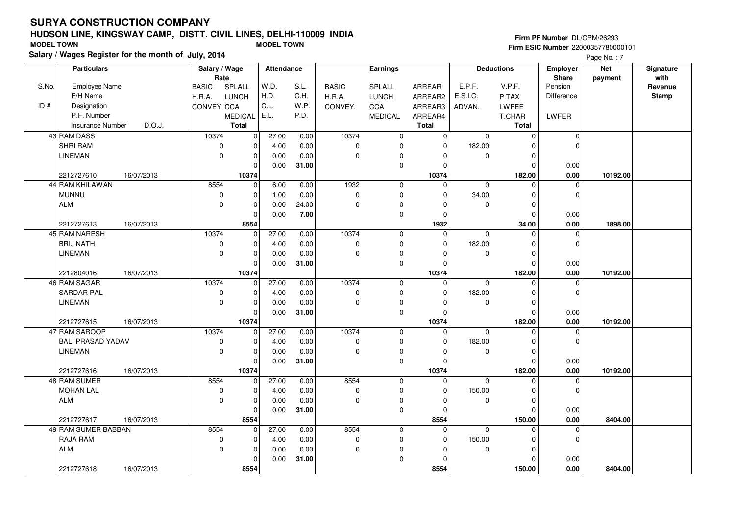# SURYA CONSTRUCTION COMPANY

## HUDSON LINE, KINGSWAY CAMP, DISTT. CIVIL LINES, DELHI-110009 INDIA

**MODEL TOWN** **MODEL TOWN**

**Salary / Wages Register for the month of July, 2014**

**Firm PF Number** DL/CPM/26293
**Firm ESIC Number** 22000357780000101

Page No. : 7

| S.No. / ID # | Employee Name / F/H Name / Designation / P.F. Number / Insurance Number / D.O.J. | Salary / Wage Rate: BASIC / H.R.A. / CONVEY | Salary / Wage Rate: SPLALL / LUNCH / CCA / MEDICAL / Total | Attendance: W.D. / H.D. / C.L. / E.L. | Attendance: S.L. / C.H. / W.P. / P.D. | Earnings: BASIC / H.R.A. / CONVEY. | Earnings: SPLALL / LUNCH / CCA / MEDICAL | Earnings: ARREAR / ARREAR2 / ARREAR3 / ARREAR4 / Total | Deductions: E.P.F. / E.S.I.C. / ADVAN. | Deductions: V.P.F. / P.TAX / LWFEE / T.CHAR / Total | Employer Share: Pension / Difference / LWFER | Net payment | Signature with Revenue Stamp |
|---|---|---|---|---|---|---|---|---|---|---|---|---|---|
| 43 | RAM DASS / SHRI RAM / LINEMAN / 2212727610 / 16/07/2013 | 10374 / 0 / 0 | 0 / 0 / 0 / 0 / **10374** | 27.00 / 4.00 / 0.00 / 0.00 | 0.00 / 0.00 / 0.00 / **31.00** | 10374 / 0 / 0 | 0 / 0 / 0 / 0 | 0 / 0 / 0 / 0 / **10374** | 0 / 182.00 / 0 | 0 / 0 / 0 / 0 / **182.00** | 0 / 0 / 0.00 / **0.00** | **10192.00** | |
| 44 | RAM KHILAWAN / MUNNU / ALM / 2212727613 / 16/07/2013 | 8554 / 0 / 0 | 0 / 0 / 0 / 0 / **8554** | 6.00 / 1.00 / 0.00 / 0.00 | 0.00 / 0.00 / 24.00 / **7.00** | 1932 / 0 / 0 | 0 / 0 / 0 / 0 | 0 / 0 / 0 / 0 / **1932** | 0 / 34.00 / 0 | 0 / 0 / 0 / 0 / **34.00** | 0 / 0 / 0.00 / **0.00** | **1898.00** | |
| 45 | RAM NARESH / BRIJ NATH / LINEMAN / 2212804016 / 16/07/2013 | 10374 / 0 / 0 | 0 / 0 / 0 / 0 / **10374** | 27.00 / 4.00 / 0.00 / 0.00 | 0.00 / 0.00 / 0.00 / **31.00** | 10374 / 0 / 0 | 0 / 0 / 0 / 0 | 0 / 0 / 0 / 0 / **10374** | 0 / 182.00 / 0 | 0 / 0 / 0 / 0 / **182.00** | 0 / 0 / 0.00 / **0.00** | **10192.00** | |
| 46 | RAM SAGAR / SARDAR PAL / LINEMAN / 2212727615 / 16/07/2013 | 10374 / 0 / 0 | 0 / 0 / 0 / 0 / **10374** | 27.00 / 4.00 / 0.00 / 0.00 | 0.00 / 0.00 / 0.00 / **31.00** | 10374 / 0 / 0 | 0 / 0 / 0 / 0 | 0 / 0 / 0 / 0 / **10374** | 0 / 182.00 / 0 | 0 / 0 / 0 / 0 / **182.00** | 0 / 0 / 0.00 / **0.00** | **10192.00** | |
| 47 | RAM SAROOP / BALI PRASAD YADAV / LINEMAN / 2212727616 / 16/07/2013 | 10374 / 0 / 0 | 0 / 0 / 0 / 0 / **10374** | 27.00 / 4.00 / 0.00 / 0.00 | 0.00 / 0.00 / 0.00 / **31.00** | 10374 / 0 / 0 | 0 / 0 / 0 / 0 | 0 / 0 / 0 / 0 / **10374** | 0 / 182.00 / 0 | 0 / 0 / 0 / 0 / **182.00** | 0 / 0 / 0.00 / **0.00** | **10192.00** | |
| 48 | RAM SUMER / MOHAN LAL / ALM / 2212727617 / 16/07/2013 | 8554 / 0 / 0 | 0 / 0 / 0 / 0 / **8554** | 27.00 / 4.00 / 0.00 / 0.00 | 0.00 / 0.00 / 0.00 / **31.00** | 8554 / 0 / 0 | 0 / 0 / 0 / 0 | 0 / 0 / 0 / 0 / **8554** | 0 / 150.00 / 0 | 0 / 0 / 0 / 0 / **150.00** | 0 / 0 / 0.00 / **0.00** | **8404.00** | |
| 49 | RAM SUMER BABBAN / RAJA RAM / ALM / 2212727618 / 16/07/2013 | 8554 / 0 / 0 | 0 / 0 / 0 / 0 / **8554** | 27.00 / 4.00 / 0.00 / 0.00 | 0.00 / 0.00 / 0.00 / **31.00** | 8554 / 0 / 0 | 0 / 0 / 0 / 0 | 0 / 0 / 0 / 0 / **8554** | 0 / 150.00 / 0 | 0 / 0 / 0 / 0 / **150.00** | 0 / 0 / 0.00 / **0.00** | **8404.00** | |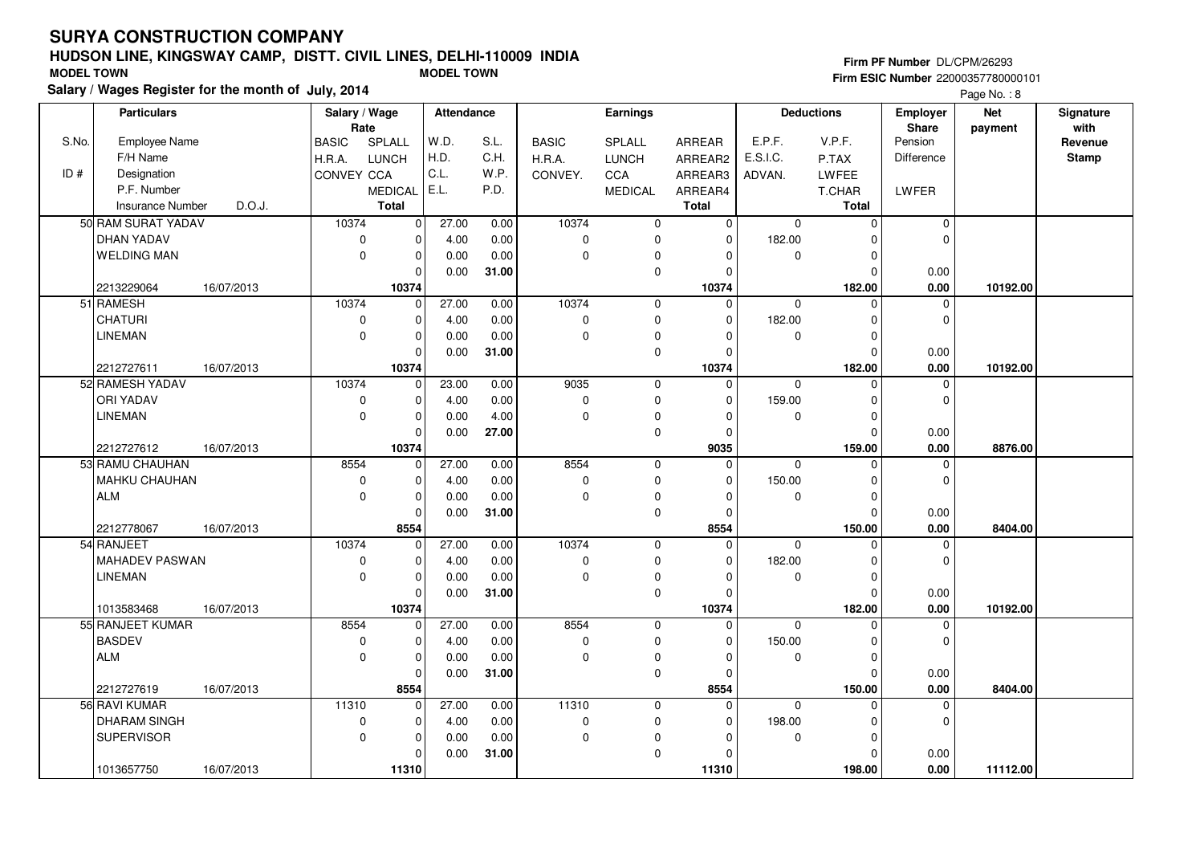# SURYA CONSTRUCTION COMPANY

## HUDSON LINE, KINGSWAY CAMP, DISTT. CIVIL LINES, DELHI-110009 INDIA

MODEL TOWN　　　　MODEL TOWN

**Salary / Wages Register for the month of July, 2014**

Firm PF Number DL/CPM/26293
Firm ESIC Number 22000357780000101

| S.No. / ID # | Employee Name / F/H Name / Designation / P.F. Number / Insurance Number / D.O.J. | Salary / Wage Rate: BASIC / H.R.A. / CONVEY | SPLALL / LUNCH / CCA / MEDICAL / Total | Attendance: W.D. / H.D. / C.L. / E.L. | S.L. / C.H. / W.P. / P.D. | Earnings: BASIC / H.R.A. / CONVEY. | SPLALL / LUNCH / CCA / MEDICAL | ARREAR / ARREAR2 / ARREAR3 / ARREAR4 / Total | Deductions: E.P.F. / E.S.I.C. / ADVAN. | V.P.F. / P.TAX / LWFEE / T.CHAR / Total | Employer Share: Pension / Difference / LWFER | Net payment | Signature with Revenue Stamp |
|---|---|---|---|---|---|---|---|---|---|---|---|---|---|
| 50 | RAM SURAT YADAV / DHAN YADAV / WELDING MAN / 2213229064 / 16/07/2013 | 10374 / 0 / 0 | 0 / 0 / 0 / 0 / 10374 | 27.00 / 4.00 / 0.00 / 0.00 | 0.00 / 0.00 / 0.00 / 31.00 | 10374 / 0 / 0 | 0 / 0 / 0 / 0 | 0 / 0 / 0 / 0 / 10374 | 0 / 182.00 / 0 | 0 / 0 / 0 / 0 / 182.00 | 0 / 0 / 0.00 / 0.00 | 10192.00 | |
| 51 | RAMESH / CHATURI / LINEMAN / 2212727611 / 16/07/2013 | 10374 / 0 / 0 | 0 / 0 / 0 / 0 / 10374 | 27.00 / 4.00 / 0.00 / 0.00 | 0.00 / 0.00 / 0.00 / 31.00 | 10374 / 0 / 0 | 0 / 0 / 0 / 0 | 0 / 0 / 0 / 0 / 10374 | 0 / 182.00 / 0 | 0 / 0 / 0 / 0 / 182.00 | 0 / 0 / 0.00 / 0.00 | 10192.00 | |
| 52 | RAMESH YADAV / ORI YADAV / LINEMAN / 2212727612 / 16/07/2013 | 10374 / 0 / 0 | 0 / 0 / 0 / 0 / 10374 | 23.00 / 4.00 / 0.00 / 0.00 | 0.00 / 0.00 / 4.00 / 27.00 | 9035 / 0 / 0 | 0 / 0 / 0 / 0 | 0 / 0 / 0 / 0 / 9035 | 0 / 159.00 / 0 | 0 / 0 / 0 / 0 / 159.00 | 0 / 0 / 0.00 / 0.00 | 8876.00 | |
| 53 | RAMU CHAUHAN / MAHKU CHAUHAN / ALM / 2212778067 / 16/07/2013 | 8554 / 0 / 0 | 0 / 0 / 0 / 0 / 8554 | 27.00 / 4.00 / 0.00 / 0.00 | 0.00 / 0.00 / 0.00 / 31.00 | 8554 / 0 / 0 | 0 / 0 / 0 / 0 | 0 / 0 / 0 / 0 / 8554 | 0 / 150.00 / 0 | 0 / 0 / 0 / 0 / 150.00 | 0 / 0 / 0.00 / 0.00 | 8404.00 | |
| 54 | RANJEET / MAHADEV PASWAN / LINEMAN / 1013583468 / 16/07/2013 | 10374 / 0 / 0 | 0 / 0 / 0 / 0 / 10374 | 27.00 / 4.00 / 0.00 / 0.00 | 0.00 / 0.00 / 0.00 / 31.00 | 10374 / 0 / 0 | 0 / 0 / 0 / 0 | 0 / 0 / 0 / 0 / 10374 | 0 / 182.00 / 0 | 0 / 0 / 0 / 0 / 182.00 | 0 / 0 / 0.00 / 0.00 | 10192.00 | |
| 55 | RANJEET KUMAR / BASDEV / ALM / 2212727619 / 16/07/2013 | 8554 / 0 / 0 | 0 / 0 / 0 / 0 / 8554 | 27.00 / 4.00 / 0.00 / 0.00 | 0.00 / 0.00 / 0.00 / 31.00 | 8554 / 0 / 0 | 0 / 0 / 0 / 0 | 0 / 0 / 0 / 0 / 8554 | 0 / 150.00 / 0 | 0 / 0 / 0 / 0 / 150.00 | 0 / 0 / 0.00 / 0.00 | 8404.00 | |
| 56 | RAVI KUMAR / DHARAM SINGH / SUPERVISOR / 1013657750 / 16/07/2013 | 11310 / 0 / 0 | 0 / 0 / 0 / 0 / 11310 | 27.00 / 4.00 / 0.00 / 0.00 | 0.00 / 0.00 / 0.00 / 31.00 | 11310 / 0 / 0 | 0 / 0 / 0 / 0 | 0 / 0 / 0 / 0 / 11310 | 0 / 198.00 / 0 | 0 / 0 / 0 / 0 / 198.00 | 0 / 0 / 0.00 / 0.00 | 11112.00 | |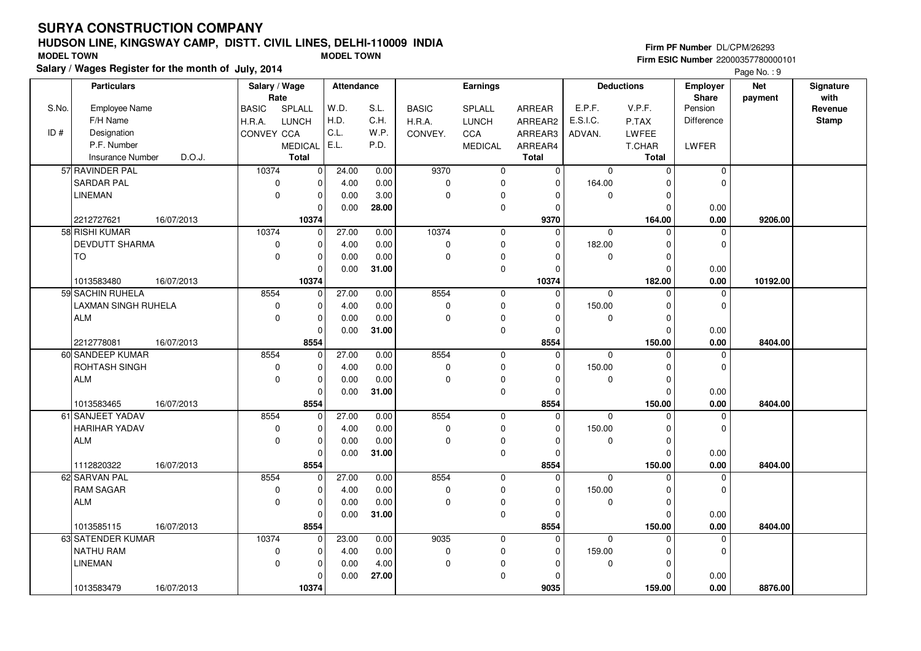# SURYA CONSTRUCTION COMPANY

## HUDSON LINE, KINGSWAY CAMP, DISTT. CIVIL LINES, DELHI-110009 INDIA

MODEL TOWN MODEL TOWN

**Salary / Wages Register for the month of July, 2014**

Firm PF Number DL/CPM/26293
Firm ESIC Number 22000357780000101

Page No. : 9

| S.No. / ID # | Particulars: Employee Name / F/H Name / Designation / P.F. Number / Insurance Number / D.O.J. | Salary / Wage Rate: BASIC / H.R.A. / CONVEY | SPLALL / LUNCH / CCA / MEDICAL / Total | Attendance: W.D. / H.D. / C.L. / E.L. | S.L. / C.H. / W.P. / P.D. | Earnings: BASIC / H.R.A. / CONVEY. | SPLALL / LUNCH / CCA / MEDICAL | ARREAR / ARREAR2 / ARREAR3 / ARREAR4 / Total | Deductions: E.P.F. / E.S.I.C. / ADVAN. | V.P.F. / P.TAX / LWFEE / T.CHAR / Total | Employer Share: Pension / Difference / LWFER | Net payment | Signature with Revenue Stamp |
|---|---|---|---|---|---|---|---|---|---|---|---|---|---|
| 57 | RAVINDER PAL<br>SARDAR PAL<br>LINEMAN<br><br>2212727621 16/07/2013 | 10374<br>0<br>0 | 0<br>0<br>0<br>0<br>**10374** | 24.00<br>4.00<br>0.00<br>0.00 | 0.00<br>0.00<br>3.00<br>**28.00** | 9370<br>0<br>0 | 0<br>0<br>0<br>0 | 0<br>0<br>0<br>0<br>**9370** | 0<br>164.00<br>0 | 0<br>0<br>0<br>0<br>**164.00** | 0<br>0<br>0.00<br>**0.00** | **9206.00** | |
| 58 | RISHI KUMAR<br>DEVDUTT SHARMA<br>TO<br><br>1013583480 16/07/2013 | 10374<br>0<br>0 | 0<br>0<br>0<br>0<br>**10374** | 27.00<br>4.00<br>0.00<br>0.00 | 0.00<br>0.00<br>0.00<br>**31.00** | 10374<br>0<br>0 | 0<br>0<br>0<br>0 | 0<br>0<br>0<br>0<br>**10374** | 0<br>182.00<br>0 | 0<br>0<br>0<br>0<br>**182.00** | 0<br>0<br>0.00<br>**0.00** | **10192.00** | |
| 59 | SACHIN RUHELA<br>LAXMAN SINGH RUHELA<br>ALM<br><br>2212778081 16/07/2013 | 8554<br>0<br>0 | 0<br>0<br>0<br>0<br>**8554** | 27.00<br>4.00<br>0.00<br>0.00 | 0.00<br>0.00<br>0.00<br>**31.00** | 8554<br>0<br>0 | 0<br>0<br>0<br>0 | 0<br>0<br>0<br>0<br>**8554** | 0<br>150.00<br>0 | 0<br>0<br>0<br>0<br>**150.00** | 0<br>0<br>0.00<br>**0.00** | **8404.00** | |
| 60 | SANDEEP KUMAR<br>ROHTASH SINGH<br>ALM<br><br>1013583465 16/07/2013 | 8554<br>0<br>0 | 0<br>0<br>0<br>0<br>**8554** | 27.00<br>4.00<br>0.00<br>0.00 | 0.00<br>0.00<br>0.00<br>**31.00** | 8554<br>0<br>0 | 0<br>0<br>0<br>0 | 0<br>0<br>0<br>0<br>**8554** | 0<br>150.00<br>0 | 0<br>0<br>0<br>0<br>**150.00** | 0<br>0<br>0.00<br>**0.00** | **8404.00** | |
| 61 | SANJEET YADAV<br>HARIHAR YADAV<br>ALM<br><br>1112820322 16/07/2013 | 8554<br>0<br>0 | 0<br>0<br>0<br>0<br>**8554** | 27.00<br>4.00<br>0.00<br>0.00 | 0.00<br>0.00<br>0.00<br>**31.00** | 8554<br>0<br>0 | 0<br>0<br>0<br>0 | 0<br>0<br>0<br>0<br>**8554** | 0<br>150.00<br>0 | 0<br>0<br>0<br>0<br>**150.00** | 0<br>0<br>0.00<br>**0.00** | **8404.00** | |
| 62 | SARVAN PAL<br>RAM SAGAR<br>ALM<br><br>1013585115 16/07/2013 | 8554<br>0<br>0 | 0<br>0<br>0<br>0<br>**8554** | 27.00<br>4.00<br>0.00<br>0.00 | 0.00<br>0.00<br>0.00<br>**31.00** | 8554<br>0<br>0 | 0<br>0<br>0<br>0 | 0<br>0<br>0<br>0<br>**8554** | 0<br>150.00<br>0 | 0<br>0<br>0<br>0<br>**150.00** | 0<br>0<br>0.00<br>**0.00** | **8404.00** | |
| 63 | SATENDER KUMAR<br>NATHU RAM<br>LINEMAN<br><br>1013583479 16/07/2013 | 10374<br>0<br>0 | 0<br>0<br>0<br>0<br>**10374** | 23.00<br>4.00<br>0.00<br>0.00 | 0.00<br>0.00<br>4.00<br>**27.00** | 9035<br>0<br>0 | 0<br>0<br>0<br>0 | 0<br>0<br>0<br>0<br>**9035** | 0<br>159.00<br>0 | 0<br>0<br>0<br>0<br>**159.00** | 0<br>0<br>0.00<br>**0.00** | **8876.00** | |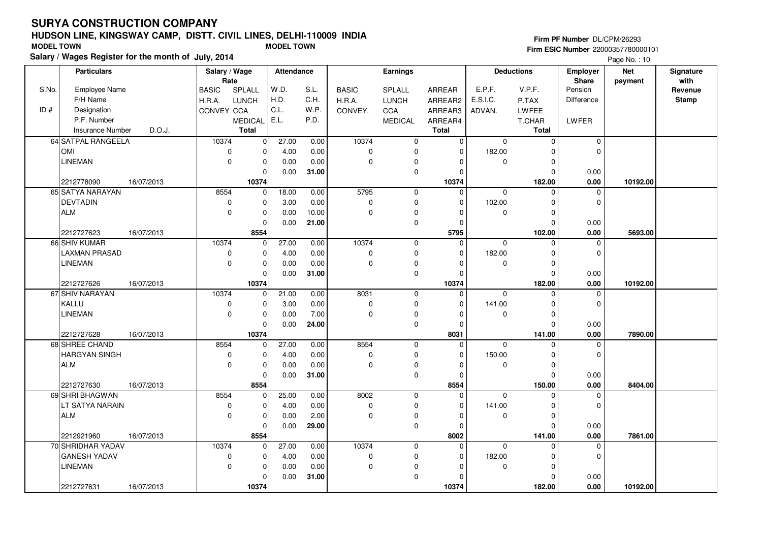# SURYA CONSTRUCTION COMPANY

## HUDSON LINE, KINGSWAY CAMP, DISTT. CIVIL LINES, DELHI-110009 INDIA

**MODEL TOWN** **MODEL TOWN**

**Salary / Wages Register for the month of July, 2014**

**Firm PF Number** DL/CPM/26293
**Firm ESIC Number** 22000357780000101

Page No. : 10

| S.No. / ID # | Employee Name / F/H Name / Designation / P.F. Number / Insurance Number | D.O.J. | Salary / Wage Rate: BASIC / H.R.A. / CONVEY | SPLALL / LUNCH / CCA / MEDICAL / Total | Attendance: W.D. / H.D. / C.L. / E.L. | S.L. / C.H. / W.P. / P.D. | Earnings: BASIC / H.R.A. / CONVEY. | SPLALL / LUNCH / CCA / MEDICAL | ARREAR / ARREAR2 / ARREAR3 / ARREAR4 / Total | Deductions: E.P.F. / E.S.I.C. / ADVAN. | V.P.F. / P.TAX / LWFEE / T.CHAR / Total | Employer Share: Pension / Difference / LWFER | Net payment | Signature with Revenue Stamp |
|---|---|---|---|---|---|---|---|---|---|---|---|---|---|---|
| 64 | SATPAL RANGEELA / OMI / LINEMAN / 2212778090 | 16/07/2013 | 10374 / 0 / 0 | 0 / 0 / 0 / 0 / 10374 | 27.00 / 4.00 / 0.00 / 0.00 | 0.00 / 0.00 / 0.00 / 31.00 | 10374 / 0 / 0 | 0 / 0 / 0 / 0 | 0 / 0 / 0 / 0 / 10374 | 0 / 182.00 / 0 | 0 / 0 / 0 / 0 / 182.00 | 0 / 0 / 0.00 / 0.00 | 10192.00 | |
| 65 | SATYA NARAYAN / DEVTADIN / ALM / 2212727623 | 16/07/2013 | 8554 / 0 / 0 | 0 / 0 / 0 / 0 / 8554 | 18.00 / 3.00 / 0.00 / 0.00 | 0.00 / 0.00 / 10.00 / 21.00 | 5795 / 0 / 0 | 0 / 0 / 0 / 0 | 0 / 0 / 0 / 0 / 5795 | 0 / 102.00 / 0 | 0 / 0 / 0 / 0 / 102.00 | 0 / 0 / 0.00 / 0.00 | 5693.00 | |
| 66 | SHIV KUMAR / LAXMAN PRASAD / LINEMAN / 2212727626 | 16/07/2013 | 10374 / 0 / 0 | 0 / 0 / 0 / 0 / 10374 | 27.00 / 4.00 / 0.00 / 0.00 | 0.00 / 0.00 / 0.00 / 31.00 | 10374 / 0 / 0 | 0 / 0 / 0 / 0 | 0 / 0 / 0 / 0 / 10374 | 0 / 182.00 / 0 | 0 / 0 / 0 / 0 / 182.00 | 0 / 0 / 0.00 / 0.00 | 10192.00 | |
| 67 | SHIV NARAYAN / KALLU / LINEMAN / 2212727628 | 16/07/2013 | 10374 / 0 / 0 | 0 / 0 / 0 / 0 / 10374 | 21.00 / 3.00 / 0.00 / 0.00 | 0.00 / 0.00 / 7.00 / 24.00 | 8031 / 0 / 0 | 0 / 0 / 0 / 0 | 0 / 0 / 0 / 0 / 8031 | 0 / 141.00 / 0 | 0 / 0 / 0 / 0 / 141.00 | 0 / 0 / 0.00 / 0.00 | 7890.00 | |
| 68 | SHREE CHAND / HARGYAN SINGH / ALM / 2212727630 | 16/07/2013 | 8554 / 0 / 0 | 0 / 0 / 0 / 0 / 8554 | 27.00 / 4.00 / 0.00 / 0.00 | 0.00 / 0.00 / 0.00 / 31.00 | 8554 / 0 / 0 | 0 / 0 / 0 / 0 | 0 / 0 / 0 / 0 / 8554 | 0 / 150.00 / 0 | 0 / 0 / 0 / 0 / 150.00 | 0 / 0 / 0.00 / 0.00 | 8404.00 | |
| 69 | SHRI BHAGWAN / LT SATYA NARAIN / ALM / 2212921960 | 16/07/2013 | 8554 / 0 / 0 | 0 / 0 / 0 / 0 / 8554 | 25.00 / 4.00 / 0.00 / 0.00 | 0.00 / 0.00 / 2.00 / 29.00 | 8002 / 0 / 0 | 0 / 0 / 0 / 0 | 0 / 0 / 0 / 0 / 8002 | 0 / 141.00 / 0 | 0 / 0 / 0 / 0 / 141.00 | 0 / 0 / 0.00 / 0.00 | 7861.00 | |
| 70 | SHRIDHAR YADAV / GANESH YADAV / LINEMAN / 2212727631 | 16/07/2013 | 10374 / 0 / 0 | 0 / 0 / 0 / 0 / 10374 | 27.00 / 4.00 / 0.00 / 0.00 | 0.00 / 0.00 / 0.00 / 31.00 | 10374 / 0 / 0 | 0 / 0 / 0 / 0 | 0 / 0 / 0 / 0 / 10374 | 0 / 182.00 / 0 | 0 / 0 / 0 / 0 / 182.00 | 0 / 0 / 0.00 / 0.00 | 10192.00 | |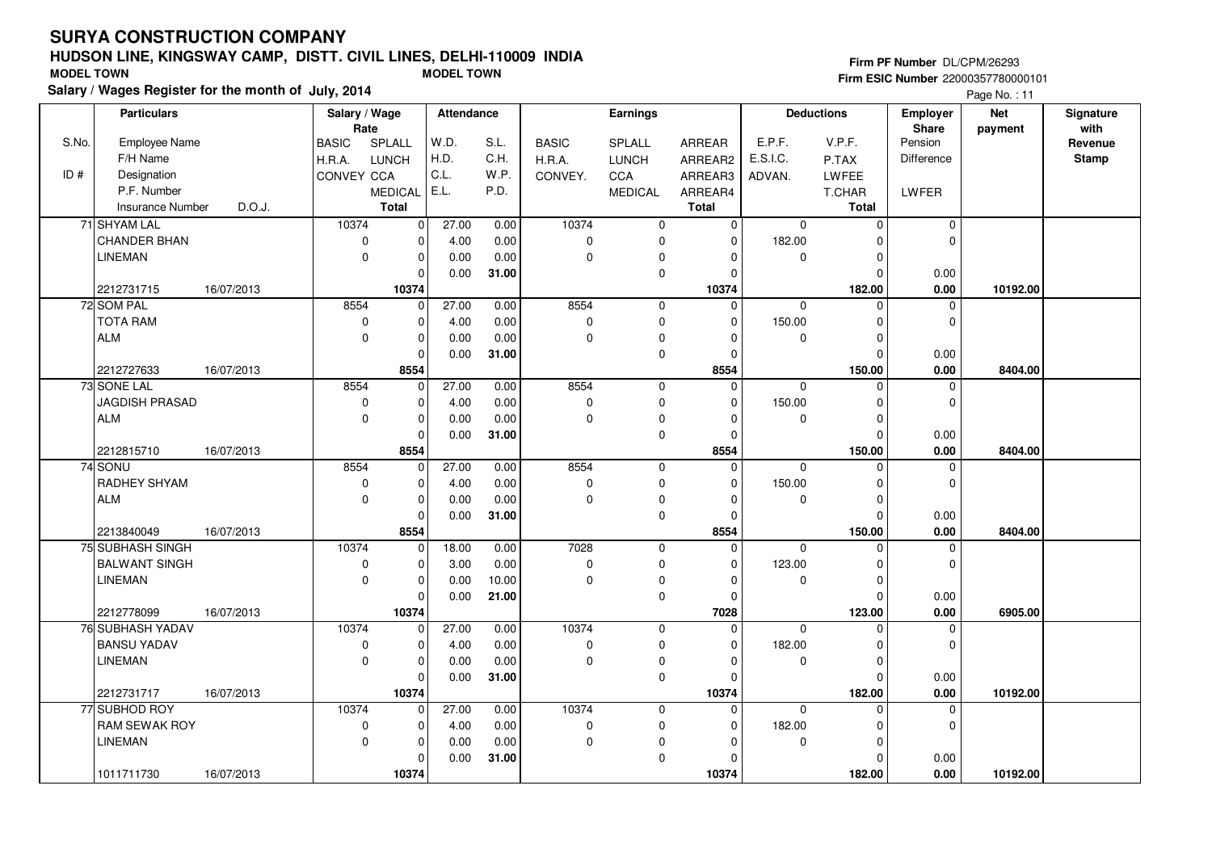# SURYA CONSTRUCTION COMPANY

## HUDSON LINE, KINGSWAY CAMP, DISTT. CIVIL LINES, DELHI-110009 INDIA

MODEL TOWN MODEL TOWN

**Salary / Wages Register for the month of July, 2014**

Firm PF Number DL/CPM/26293
Firm ESIC Number 22000357780000101

| S.No. / ID # | Particulars (Employee Name / F/H Name / Designation / P.F. Number / Insurance Number / D.O.J.) | Salary / Wage Rate (BASIC / H.R.A. / CONVEY) | (SPLALL / LUNCH / CCA / MEDICAL / Total) | Attendance (W.D. / H.D. / C.L. / E.L.) | (S.L. / C.H. / W.P. / P.D.) | Earnings (BASIC / H.R.A. / CONVEY.) | (SPLALL / LUNCH / CCA / MEDICAL) | (ARREAR / ARREAR2 / ARREAR3 / ARREAR4 / Total) | Deductions (E.P.F. / E.S.I.C. / ADVAN.) | (V.P.F. / P.TAX / LWFEE / T.CHAR / Total) | Employer Share (Pension / Difference / LWFER) | Net payment | Signature with Revenue Stamp |
|---|---|---|---|---|---|---|---|---|---|---|---|---|---|
| 71 | SHYAM LAL | 10374 | 0 | 27.00 | 0.00 | 10374 | 0 | 0 | 0 | 0 | 0 | | |
| | CHANDER BHAN | 0 | 0 | 4.00 | 0.00 | 0 | 0 | 0 | 182.00 | 0 | 0 | | |
| | LINEMAN | 0 | 0 | 0.00 | 0.00 | 0 | 0 | 0 | 0 | 0 | | | |
| | | | 0 | 0.00 | **31.00** | | 0 | 0 | | 0 | 0.00 | | |
| | 2212731715 16/07/2013 | | **10374** | | | | | **10374** | | **182.00** | **0.00** | **10192.00** | |
| 72 | SOM PAL | 8554 | 0 | 27.00 | 0.00 | 8554 | 0 | 0 | 0 | 0 | 0 | | |
| | TOTA RAM | 0 | 0 | 4.00 | 0.00 | 0 | 0 | 0 | 150.00 | 0 | 0 | | |
| | ALM | 0 | 0 | 0.00 | 0.00 | 0 | 0 | 0 | 0 | 0 | | | |
| | | | 0 | 0.00 | **31.00** | | 0 | 0 | | 0 | 0.00 | | |
| | 2212727633 16/07/2013 | | **8554** | | | | | **8554** | | **150.00** | **0.00** | **8404.00** | |
| 73 | SONE LAL | 8554 | 0 | 27.00 | 0.00 | 8554 | 0 | 0 | 0 | 0 | 0 | | |
| | JAGDISH PRASAD | 0 | 0 | 4.00 | 0.00 | 0 | 0 | 0 | 150.00 | 0 | 0 | | |
| | ALM | 0 | 0 | 0.00 | 0.00 | 0 | 0 | 0 | 0 | 0 | | | |
| | | | 0 | 0.00 | **31.00** | | 0 | 0 | | 0 | 0.00 | | |
| | 2212815710 16/07/2013 | | **8554** | | | | | **8554** | | **150.00** | **0.00** | **8404.00** | |
| 74 | SONU | 8554 | 0 | 27.00 | 0.00 | 8554 | 0 | 0 | 0 | 0 | 0 | | |
| | RADHEY SHYAM | 0 | 0 | 4.00 | 0.00 | 0 | 0 | 0 | 150.00 | 0 | 0 | | |
| | ALM | 0 | 0 | 0.00 | 0.00 | 0 | 0 | 0 | 0 | 0 | | | |
| | | | 0 | 0.00 | **31.00** | | 0 | 0 | | 0 | 0.00 | | |
| | 2213840049 16/07/2013 | | **8554** | | | | | **8554** | | **150.00** | **0.00** | **8404.00** | |
| 75 | SUBHASH SINGH | 10374 | 0 | 18.00 | 0.00 | 7028 | 0 | 0 | 0 | 0 | 0 | | |
| | BALWANT SINGH | 0 | 0 | 3.00 | 0.00 | 0 | 0 | 0 | 123.00 | 0 | 0 | | |
| | LINEMAN | 0 | 0 | 0.00 | 10.00 | 0 | 0 | 0 | 0 | 0 | | | |
| | | | 0 | 0.00 | **21.00** | | 0 | 0 | | 0 | 0.00 | | |
| | 2212778099 16/07/2013 | | **10374** | | | | | **7028** | | **123.00** | **0.00** | **6905.00** | |
| 76 | SUBHASH YADAV | 10374 | 0 | 27.00 | 0.00 | 10374 | 0 | 0 | 0 | 0 | 0 | | |
| | BANSU YADAV | 0 | 0 | 4.00 | 0.00 | 0 | 0 | 0 | 182.00 | 0 | 0 | | |
| | LINEMAN | 0 | 0 | 0.00 | 0.00 | 0 | 0 | 0 | 0 | 0 | | | |
| | | | 0 | 0.00 | **31.00** | | 0 | 0 | | 0 | 0.00 | | |
| | 2212731717 16/07/2013 | | **10374** | | | | | **10374** | | **182.00** | **0.00** | **10192.00** | |
| 77 | SUBHOD ROY | 10374 | 0 | 27.00 | 0.00 | 10374 | 0 | 0 | 0 | 0 | 0 | | |
| | RAM SEWAK ROY | 0 | 0 | 4.00 | 0.00 | 0 | 0 | 0 | 182.00 | 0 | 0 | | |
| | LINEMAN | 0 | 0 | 0.00 | 0.00 | 0 | 0 | 0 | 0 | 0 | | | |
| | | | 0 | 0.00 | **31.00** | | 0 | 0 | | 0 | 0.00 | | |
| | 1011711730 16/07/2013 | | **10374** | | | | | **10374** | | **182.00** | **0.00** | **10192.00** | |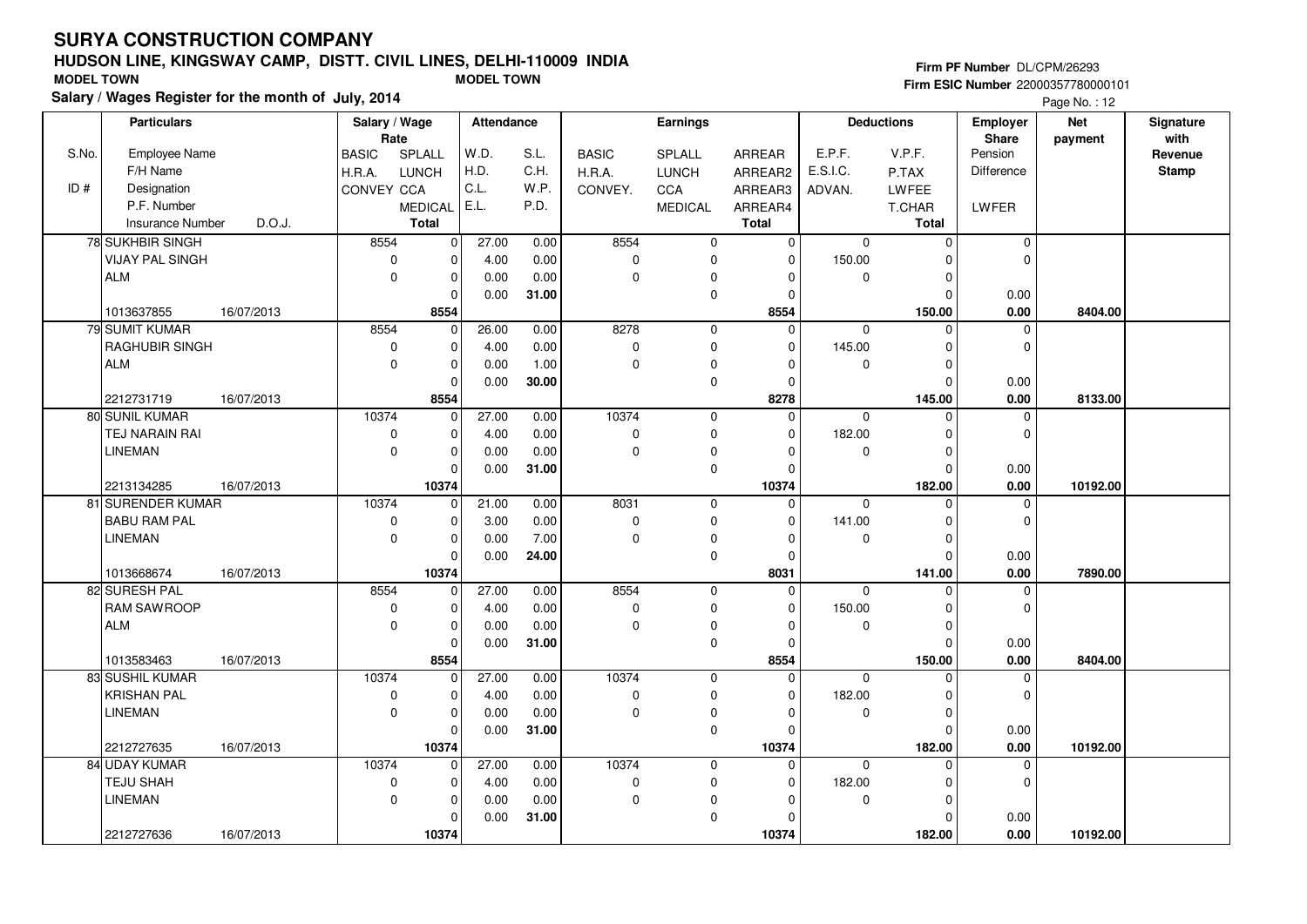# SURYA CONSTRUCTION COMPANY

## HUDSON LINE, KINGSWAY CAMP, DISTT. CIVIL LINES, DELHI-110009 INDIA

MODEL TOWN MODEL TOWN

**Firm PF Number** DL/CPM/26293

**Firm ESIC Number** 22000357780000101

**Salary / Wages Register for the month of July, 2014**

| S.No. | Employee Name / F/H Name / Designation / P.F. Number / Insurance Number | D.O.J. | BASIC / H.R.A. / CONVEY | SPLALL / LUNCH / CCA / MEDICAL / Total | W.D. / H.D. / C.L. / E.L. | S.L. / C.H. / W.P. / P.D. | BASIC / H.R.A. / CONVEY. | SPLALL / LUNCH / CCA / MEDICAL | ARREAR / ARREAR2 / ARREAR3 / ARREAR4 / Total | E.P.F. / E.S.I.C. / ADVAN. | V.P.F. / P.TAX / LWFEE / T.CHAR / Total | Employer Share: Pension / Difference / LWFER | Net payment | Signature with Revenue Stamp |
|---|---|---|---|---|---|---|---|---|---|---|---|---|---|---|
| 78 | SUKHBIR SINGH / VIJAY PAL SINGH / ALM / 1013637855 | 16/07/2013 | 8554 / 0 / 0 | 0 / 0 / 0 / 0 / 8554 | 27.00 / 4.00 / 0.00 / 0.00 | 0.00 / 0.00 / 0.00 / 31.00 | 8554 / 0 / 0 | 0 / 0 / 0 / 0 | 0 / 0 / 0 / 0 / 8554 | 0 / 150.00 / 0 | 0 / 0 / 0 / 0 / 150.00 | 0 / 0 / 0.00 / 0.00 | 8404.00 | |
| 79 | SUMIT KUMAR / RAGHUBIR SINGH / ALM / 2212731719 | 16/07/2013 | 8554 / 0 / 0 | 0 / 0 / 0 / 0 / 8554 | 26.00 / 4.00 / 0.00 / 0.00 | 0.00 / 0.00 / 1.00 / 30.00 | 8278 / 0 / 0 | 0 / 0 / 0 / 0 | 0 / 0 / 0 / 0 / 8278 | 0 / 145.00 / 0 | 0 / 0 / 0 / 0 / 145.00 | 0 / 0 / 0.00 / 0.00 | 8133.00 | |
| 80 | SUNIL KUMAR / TEJ NARAIN RAI / LINEMAN / 2213134285 | 16/07/2013 | 10374 / 0 / 0 | 0 / 0 / 0 / 0 / 10374 | 27.00 / 4.00 / 0.00 / 0.00 | 0.00 / 0.00 / 0.00 / 31.00 | 10374 / 0 / 0 | 0 / 0 / 0 / 0 | 0 / 0 / 0 / 0 / 10374 | 0 / 182.00 / 0 | 0 / 0 / 0 / 0 / 182.00 | 0 / 0 / 0.00 / 0.00 | 10192.00 | |
| 81 | SURENDER KUMAR / BABU RAM PAL / LINEMAN / 1013668674 | 16/07/2013 | 10374 / 0 / 0 | 0 / 0 / 0 / 0 / 10374 | 21.00 / 3.00 / 0.00 / 0.00 | 0.00 / 0.00 / 7.00 / 24.00 | 8031 / 0 / 0 | 0 / 0 / 0 / 0 | 0 / 0 / 0 / 0 / 8031 | 0 / 141.00 / 0 | 0 / 0 / 0 / 0 / 141.00 | 0 / 0 / 0.00 / 0.00 | 7890.00 | |
| 82 | SURESH PAL / RAM SAWROOP / ALM / 1013583463 | 16/07/2013 | 8554 / 0 / 0 | 0 / 0 / 0 / 0 / 8554 | 27.00 / 4.00 / 0.00 / 0.00 | 0.00 / 0.00 / 0.00 / 31.00 | 8554 / 0 / 0 | 0 / 0 / 0 / 0 | 0 / 0 / 0 / 0 / 8554 | 0 / 150.00 / 0 | 0 / 0 / 0 / 0 / 150.00 | 0 / 0 / 0.00 / 0.00 | 8404.00 | |
| 83 | SUSHIL KUMAR / KRISHAN PAL / LINEMAN / 2212727635 | 16/07/2013 | 10374 / 0 / 0 | 0 / 0 / 0 / 0 / 10374 | 27.00 / 4.00 / 0.00 / 0.00 | 0.00 / 0.00 / 0.00 / 31.00 | 10374 / 0 / 0 | 0 / 0 / 0 / 0 | 0 / 0 / 0 / 0 / 10374 | 0 / 182.00 / 0 | 0 / 0 / 0 / 0 / 182.00 | 0 / 0 / 0.00 / 0.00 | 10192.00 | |
| 84 | UDAY KUMAR / TEJU SHAH / LINEMAN / 2212727636 | 16/07/2013 | 10374 / 0 / 0 | 0 / 0 / 0 / 0 / 10374 | 27.00 / 4.00 / 0.00 / 0.00 | 0.00 / 0.00 / 0.00 / 31.00 | 10374 / 0 / 0 | 0 / 0 / 0 / 0 | 0 / 0 / 0 / 0 / 10374 | 0 / 182.00 / 0 | 0 / 0 / 0 / 0 / 182.00 | 0 / 0 / 0.00 / 0.00 | 10192.00 | |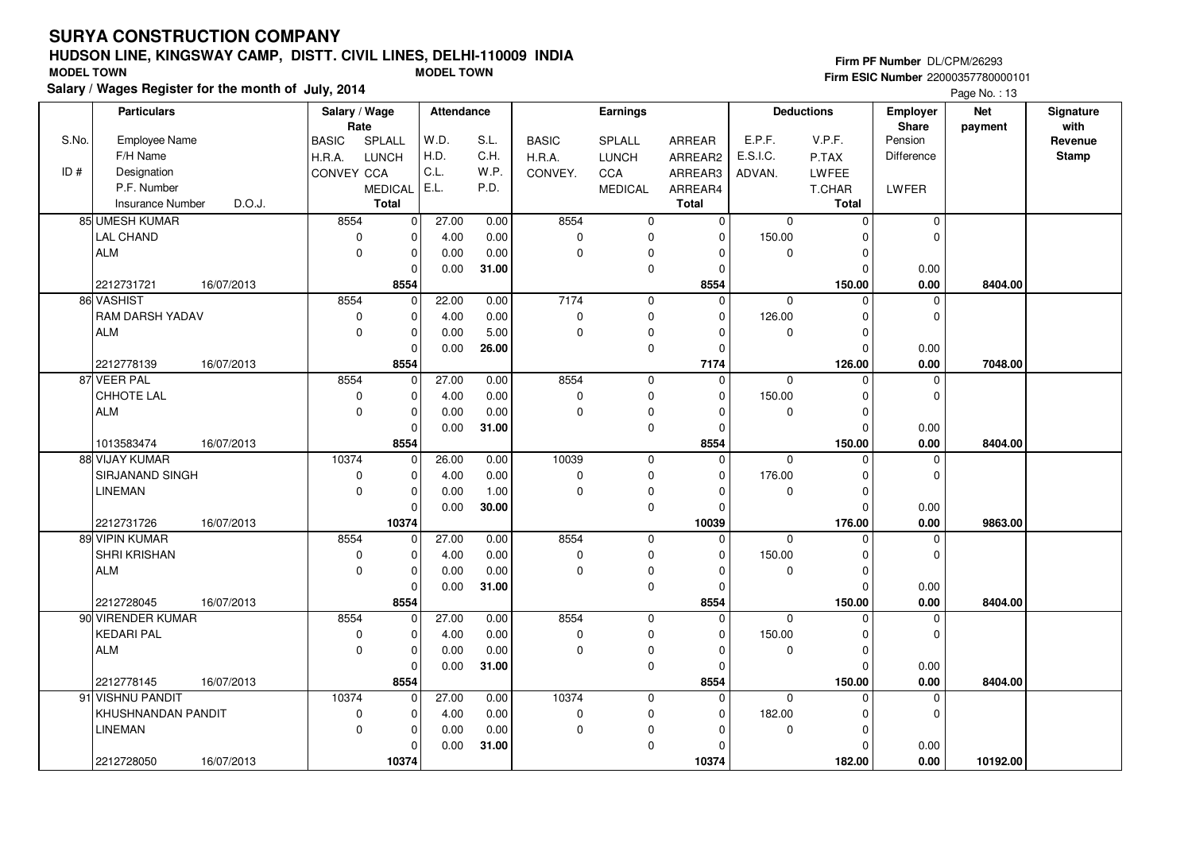# SURYA CONSTRUCTION COMPANY

## HUDSON LINE, KINGSWAY CAMP, DISTT. CIVIL LINES, DELHI-110009 INDIA

**MODEL TOWN** **MODEL TOWN**

**Salary / Wages Register for the month of July, 2014**

**Firm PF Number** DL/CPM/26293
**Firm ESIC Number** 22000357780000101

| S.No. / ID # | Employee Name / F/H Name / Designation / P.F. Number / Insurance Number / D.O.J. | Salary / Wage Rate: BASIC / H.R.A. / CONVEY | SPLALL / LUNCH / CCA / MEDICAL / Total | Attendance: W.D. / H.D. / C.L. / E.L. | S.L. / C.H. / W.P. / P.D. | Earnings: BASIC / H.R.A. / CONVEY. | SPLALL / LUNCH / CCA / MEDICAL | ARREAR / ARREAR2 / ARREAR3 / ARREAR4 / Total | Deductions: E.P.F. / E.S.I.C. / ADVAN. | V.P.F. / P.TAX / LWFEE / T.CHAR / Total | Employer Share: Pension / Difference / LWFER | Net payment | Signature with Revenue Stamp |
|---|---|---|---|---|---|---|---|---|---|---|---|---|---|
| 85 | UMESH KUMAR / LAL CHAND / ALM / 2212731721 / 16/07/2013 | 8554 / 0 / 0 | 0 / 0 / 0 / 0 / 8554 | 27.00 / 4.00 / 0.00 / 0.00 | 0.00 / 0.00 / 0.00 / 31.00 | 8554 / 0 / 0 | 0 / 0 / 0 / 0 | 0 / 0 / 0 / 0 / 8554 | 0 / 150.00 / 0 | 0 / 0 / 0 / 0 / 150.00 | 0 / 0 / 0.00 / 0.00 | 8404.00 | |
| 86 | VASHIST / RAM DARSH YADAV / ALM / 2212778139 / 16/07/2013 | 8554 / 0 / 0 | 0 / 0 / 0 / 0 / 8554 | 22.00 / 4.00 / 0.00 / 0.00 | 0.00 / 0.00 / 5.00 / 26.00 | 7174 / 0 / 0 | 0 / 0 / 0 / 0 | 0 / 0 / 0 / 0 / 7174 | 0 / 126.00 / 0 | 0 / 0 / 0 / 0 / 126.00 | 0 / 0 / 0.00 / 0.00 | 7048.00 | |
| 87 | VEER PAL / CHHOTE LAL / ALM / 1013583474 / 16/07/2013 | 8554 / 0 / 0 | 0 / 0 / 0 / 0 / 8554 | 27.00 / 4.00 / 0.00 / 0.00 | 0.00 / 0.00 / 0.00 / 31.00 | 8554 / 0 / 0 | 0 / 0 / 0 / 0 | 0 / 0 / 0 / 0 / 8554 | 0 / 150.00 / 0 | 0 / 0 / 0 / 0 / 150.00 | 0 / 0 / 0.00 / 0.00 | 8404.00 | |
| 88 | VIJAY KUMAR / SIRJANAND SINGH / LINEMAN / 2212731726 / 16/07/2013 | 10374 / 0 / 0 | 0 / 0 / 0 / 0 / 10374 | 26.00 / 4.00 / 0.00 / 0.00 | 0.00 / 0.00 / 1.00 / 30.00 | 10039 / 0 / 0 | 0 / 0 / 0 / 0 | 0 / 0 / 0 / 0 / 10039 | 0 / 176.00 / 0 | 0 / 0 / 0 / 0 / 176.00 | 0 / 0 / 0.00 / 0.00 | 9863.00 | |
| 89 | VIPIN KUMAR / SHRI KRISHAN / ALM / 2212728045 / 16/07/2013 | 8554 / 0 / 0 | 0 / 0 / 0 / 0 / 8554 | 27.00 / 4.00 / 0.00 / 0.00 | 0.00 / 0.00 / 0.00 / 31.00 | 8554 / 0 / 0 | 0 / 0 / 0 / 0 | 0 / 0 / 0 / 0 / 8554 | 0 / 150.00 / 0 | 0 / 0 / 0 / 0 / 150.00 | 0 / 0 / 0.00 / 0.00 | 8404.00 | |
| 90 | VIRENDER KUMAR / KEDARI PAL / ALM / 2212778145 / 16/07/2013 | 8554 / 0 / 0 | 0 / 0 / 0 / 0 / 8554 | 27.00 / 4.00 / 0.00 / 0.00 | 0.00 / 0.00 / 0.00 / 31.00 | 8554 / 0 / 0 | 0 / 0 / 0 / 0 | 0 / 0 / 0 / 0 / 8554 | 0 / 150.00 / 0 | 0 / 0 / 0 / 0 / 150.00 | 0 / 0 / 0.00 / 0.00 | 8404.00 | |
| 91 | VISHNU PANDIT / KHUSHNANDAN PANDIT / LINEMAN / 2212728050 / 16/07/2013 | 10374 / 0 / 0 | 0 / 0 / 0 / 0 / 10374 | 27.00 / 4.00 / 0.00 / 0.00 | 0.00 / 0.00 / 0.00 / 31.00 | 10374 / 0 / 0 | 0 / 0 / 0 / 0 | 0 / 0 / 0 / 0 / 10374 | 0 / 182.00 / 0 | 0 / 0 / 0 / 0 / 182.00 | 0 / 0 / 0.00 / 0.00 | 10192.00 | |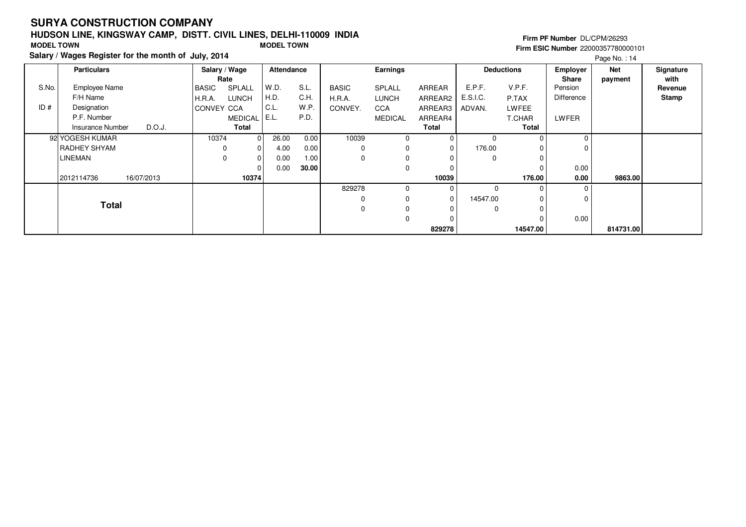# SURYA CONSTRUCTION COMPANY

## HUDSON LINE, KINGSWAY CAMP, DISTT. CIVIL LINES, DELHI-110009 INDIA

**MODEL TOWN** **MODEL TOWN**

**Salary / Wages Register for the month of July, 2014**

**Firm PF Number** DL/CPM/26293
**Firm ESIC Number** 22000357780000101

Page No. : 14

| S.No. / ID # | Particulars: Employee Name / F/H Name / Designation / P.F. Number / Insurance Number, D.O.J. | Salary / Wage Rate: BASIC / H.R.A. / CONVEY | Salary / Wage Rate: SPLALL / LUNCH / CCA / MEDICAL / Total | Attendance: W.D. / H.D. / C.L. / E.L. | Attendance: S.L. / C.H. / W.P. / P.D. | Earnings: BASIC / H.R.A. / CONVEY. | Earnings: SPLALL / LUNCH / CCA / MEDICAL | Earnings: ARREAR / ARREAR2 / ARREAR3 / ARREAR4 / Total | Deductions: E.P.F. / E.S.I.C. / ADVAN. | Deductions: V.P.F. / P.TAX / LWFEE / T.CHAR / Total | Employer Share: Pension / Difference / LWFER | Net payment | Signature with Revenue Stamp |
|---|---|---|---|---|---|---|---|---|---|---|---|---|---|
| 92 | YOGESH KUMAR | 10374 | 0 | 26.00 | 0.00 | 10039 | 0 | 0 | 0 | 0 | 0 | | |
| | RADHEY SHYAM | 0 | 0 | 4.00 | 0.00 | 0 | 0 | 0 | 176.00 | 0 | 0 | | |
| | LINEMAN | 0 | 0 | 0.00 | 1.00 | 0 | 0 | 0 | 0 | 0 | | | |
| | | | 0 | 0.00 | 30.00 | | 0 | 0 | | 0 | 0.00 | | |
| | 2012114736 16/07/2013 | | 10374 | | | | | 10039 | | 176.00 | 0.00 | 9863.00 | |
| | **Total** | | | | | 829278 | 0 | 0 | 0 | 0 | 0 | | |
| | | | | | | 0 | 0 | 0 | 14547.00 | 0 | 0 | | |
| | | | | | | 0 | 0 | 0 | 0 | 0 | | | |
| | | | | | | | 0 | 0 | | 0 | 0.00 | | |
| | | | | | | | | 829278 | | 14547.00 | | 814731.00 | |